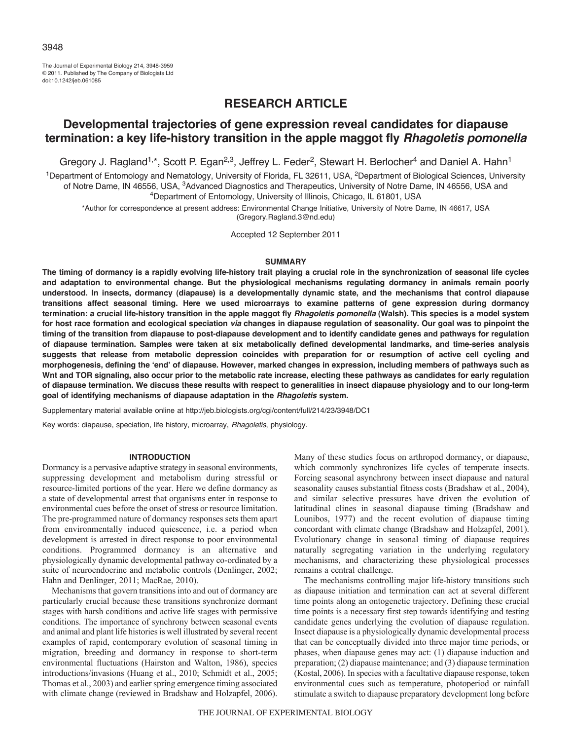RESEARCH ARTICLE

# Developmental trajectories of gene expression reveal candidates for diapause termination: a key life-history transition in the apple maggot fly *Rhagoletis pomonella*

Gregory J. Ragland[1,*], Scott P. Egan[2,3], Jeffrey L. Feder[2], Stewart H. Berlocher[4] and Daniel A. Hahn[1]

[1]Department of Entomology and Nematology, University of Florida, FL 32611, USA, [2]Department of Biological Sciences, University of Notre Dame, IN 46556, USA, [3]Advanced Diagnostics and Therapeutics, University of Notre Dame, IN 46556, USA and [4]Department of Entomology, University of Illinois, Chicago, IL 61801, USA

*Author for correspondence at present address: Environmental Change Initiative, University of Notre Dame, IN 46617, USA (Gregory.Ragland.3@nd.edu)

Accepted 12 September 2011

## SUMMARY

**The timing of dormancy is a rapidly evolving life-history trait playing a crucial role in the synchronization of seasonal life cycles and adaptation to environmental change. But the physiological mechanisms regulating dormancy in animals remain poorly understood. In insects, dormancy (diapause) is a developmentally dynamic state, and the mechanisms that control diapause transitions affect seasonal timing. Here we used microarrays to examine patterns of gene expression during dormancy termination: a crucial life-history transition in the apple maggot fly *Rhagoletis pomonella* (Walsh). This species is a model system for host race formation and ecological speciation *via* changes in diapause regulation of seasonality. Our goal was to pinpoint the timing of the transition from diapause to post-diapause development and to identify candidate genes and pathways for regulation of diapause termination. Samples were taken at six metabolically defined developmental landmarks, and time-series analysis suggests that release from metabolic depression coincides with preparation for or resumption of active cell cycling and morphogenesis, defining the 'end' of diapause. However, marked changes in expression, including members of pathways such as Wnt and TOR signaling, also occur prior to the metabolic rate increase, electing these pathways as candidates for early regulation of diapause termination. We discuss these results with respect to generalities in insect diapause physiology and to our long-term goal of identifying mechanisms of diapause adaptation in the *Rhagoletis* system.**

Supplementary material available online at http://jeb.biologists.org/cgi/content/full/214/23/3948/DC1

Key words: diapause, speciation, life history, microarray, *Rhagoletis*, physiology.

## INTRODUCTION

Dormancy is a pervasive adaptive strategy in seasonal environments, suppressing development and metabolism during stressful or resource-limited portions of the year. Here we define dormancy as a state of developmental arrest that organisms enter in response to environmental cues before the onset of stress or resource limitation. The pre-programmed nature of dormancy responses sets them apart from environmentally induced quiescence, i.e. a period when development is arrested in direct response to poor environmental conditions. Programmed dormancy is an alternative and physiologically dynamic developmental pathway co-ordinated by a suite of neuroendocrine and metabolic controls (Denlinger, 2002; Hahn and Denlinger, 2011; MacRae, 2010).

Mechanisms that govern transitions into and out of dormancy are particularly crucial because these transitions synchronize dormant stages with harsh conditions and active life stages with permissive conditions. The importance of synchrony between seasonal events and animal and plant life histories is well illustrated by several recent examples of rapid, contemporary evolution of seasonal timing in migration, breeding and dormancy in response to short-term environmental fluctuations (Hairston and Walton, 1986), species introductions/invasions (Huang et al., 2010; Schmidt et al., 2005; Thomas et al., 2003) and earlier spring emergence timing associated with climate change (reviewed in Bradshaw and Holzapfel, 2006). Many of these studies focus on arthropod dormancy, or diapause, which commonly synchronizes life cycles of temperate insects. Forcing seasonal asynchrony between insect diapause and natural seasonality causes substantial fitness costs (Bradshaw et al., 2004), and similar selective pressures have driven the evolution of latitudinal clines in seasonal diapause timing (Bradshaw and Lounibos, 1977) and the recent evolution of diapause timing concordant with climate change (Bradshaw and Holzapfel, 2001). Evolutionary change in seasonal timing of diapause requires naturally segregating variation in the underlying regulatory mechanisms, and characterizing these physiological processes remains a central challenge.

The mechanisms controlling major life-history transitions such as diapause initiation and termination can act at several different time points along an ontogenetic trajectory. Defining these crucial time points is a necessary first step towards identifying and testing candidate genes underlying the evolution of diapause regulation. Insect diapause is a physiologically dynamic developmental process that can be conceptually divided into three major time periods, or phases, when diapause genes may act: (1) diapause induction and preparation; (2) diapause maintenance; and (3) diapause termination (Kostal, 2006). In species with a facultative diapause response, token environmental cues such as temperature, photoperiod or rainfall stimulate a switch to diapause preparatory development long before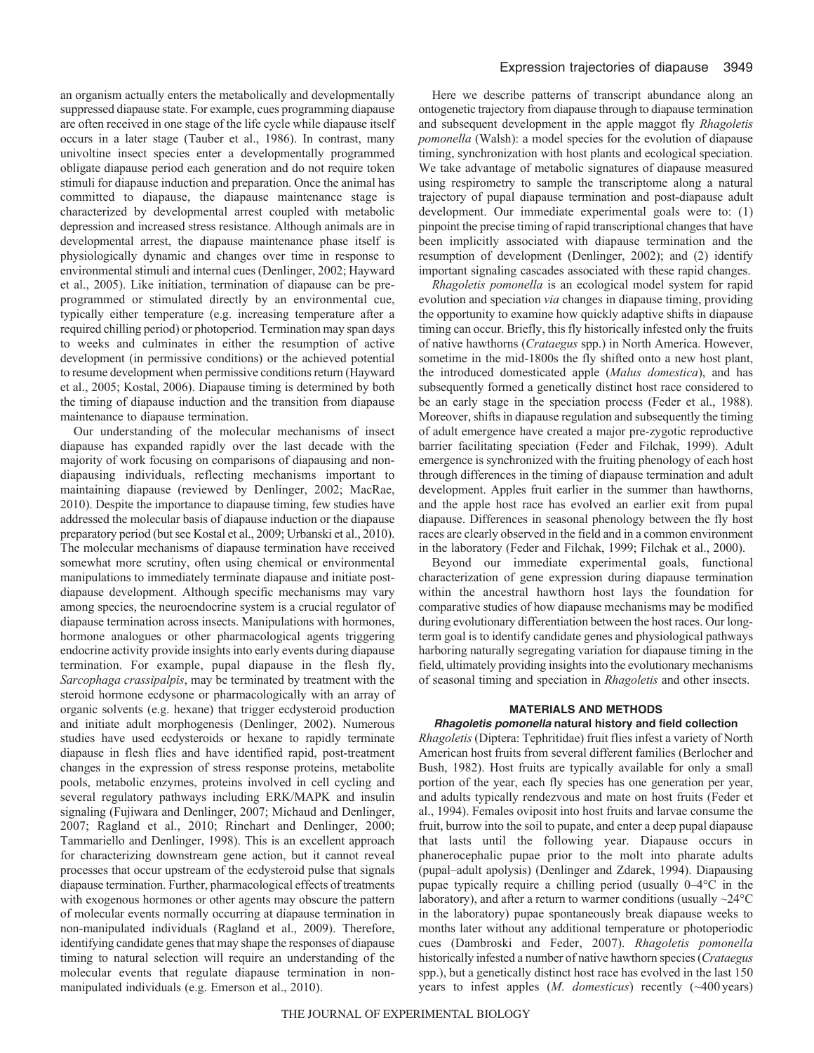an organism actually enters the metabolically and developmentally suppressed diapause state. For example, cues programming diapause are often received in one stage of the life cycle while diapause itself occurs in a later stage (Tauber et al., 1986). In contrast, many univoltine insect species enter a developmentally programmed obligate diapause period each generation and do not require token stimuli for diapause induction and preparation. Once the animal has committed to diapause, the diapause maintenance stage is characterized by developmental arrest coupled with metabolic depression and increased stress resistance. Although animals are in developmental arrest, the diapause maintenance phase itself is physiologically dynamic and changes over time in response to environmental stimuli and internal cues (Denlinger, 2002; Hayward et al., 2005). Like initiation, termination of diapause can be pre-programmed or stimulated directly by an environmental cue, typically either temperature (e.g. increasing temperature after a required chilling period) or photoperiod. Termination may span days to weeks and culminates in either the resumption of active development (in permissive conditions) or the achieved potential to resume development when permissive conditions return (Hayward et al., 2005; Kostal, 2006). Diapause timing is determined by both the timing of diapause induction and the transition from diapause maintenance to diapause termination.

Our understanding of the molecular mechanisms of insect diapause has expanded rapidly over the last decade with the majority of work focusing on comparisons of diapausing and non-diapausing individuals, reflecting mechanisms important to maintaining diapause (reviewed by Denlinger, 2002; MacRae, 2010). Despite the importance to diapause timing, few studies have addressed the molecular basis of diapause induction or the diapause preparatory period (but see Kostal et al., 2009; Urbanski et al., 2010). The molecular mechanisms of diapause termination have received somewhat more scrutiny, often using chemical or environmental manipulations to immediately terminate diapause and initiate post-diapause development. Although specific mechanisms may vary among species, the neuroendocrine system is a crucial regulator of diapause termination across insects. Manipulations with hormones, hormone analogues or other pharmacological agents triggering endocrine activity provide insights into early events during diapause termination. For example, pupal diapause in the flesh fly, *Sarcophaga crassipalpis*, may be terminated by treatment with the steroid hormone ecdysone or pharmacologically with an array of organic solvents (e.g. hexane) that trigger ecdysteroid production and initiate adult morphogenesis (Denlinger, 2002). Numerous studies have used ecdysteroids or hexane to rapidly terminate diapause in flesh flies and have identified rapid, post-treatment changes in the expression of stress response proteins, metabolite pools, metabolic enzymes, proteins involved in cell cycling and several regulatory pathways including ERK/MAPK and insulin signaling (Fujiwara and Denlinger, 2007; Michaud and Denlinger, 2007; Ragland et al., 2010; Rinehart and Denlinger, 2000; Tammariello and Denlinger, 1998). This is an excellent approach for characterizing downstream gene action, but it cannot reveal processes that occur upstream of the ecdysteroid pulse that signals diapause termination. Further, pharmacological effects of treatments with exogenous hormones or other agents may obscure the pattern of molecular events normally occurring at diapause termination in non-manipulated individuals (Ragland et al., 2009). Therefore, identifying candidate genes that may shape the responses of diapause timing to natural selection will require an understanding of the molecular events that regulate diapause termination in non-manipulated individuals (e.g. Emerson et al., 2010).

Here we describe patterns of transcript abundance along an ontogenetic trajectory from diapause through to diapause termination and subsequent development in the apple maggot fly *Rhagoletis pomonella* (Walsh): a model species for the evolution of diapause timing, synchronization with host plants and ecological speciation. We take advantage of metabolic signatures of diapause measured using respirometry to sample the transcriptome along a natural trajectory of pupal diapause termination and post-diapause adult development. Our immediate experimental goals were to: (1) pinpoint the precise timing of rapid transcriptional changes that have been implicitly associated with diapause termination and the resumption of development (Denlinger, 2002); and (2) identify important signaling cascades associated with these rapid changes.

*Rhagoletis pomonella* is an ecological model system for rapid evolution and speciation *via* changes in diapause timing, providing the opportunity to examine how quickly adaptive shifts in diapause timing can occur. Briefly, this fly historically infested only the fruits of native hawthorns (*Crataegus* spp.) in North America. However, sometime in the mid-1800s the fly shifted onto a new host plant, the introduced domesticated apple (*Malus domestica*), and has subsequently formed a genetically distinct host race considered to be an early stage in the speciation process (Feder et al., 1988). Moreover, shifts in diapause regulation and subsequently the timing of adult emergence have created a major pre-zygotic reproductive barrier facilitating speciation (Feder and Filchak, 1999). Adult emergence is synchronized with the fruiting phenology of each host through differences in the timing of diapause termination and adult development. Apples fruit earlier in the summer than hawthorns, and the apple host race has evolved an earlier exit from pupal diapause. Differences in seasonal phenology between the fly host races are clearly observed in the field and in a common environment in the laboratory (Feder and Filchak, 1999; Filchak et al., 2000).

Beyond our immediate experimental goals, functional characterization of gene expression during diapause termination within the ancestral hawthorn host lays the foundation for comparative studies of how diapause mechanisms may be modified during evolutionary differentiation between the host races. Our long-term goal is to identify candidate genes and physiological pathways harboring naturally segregating variation for diapause timing in the field, ultimately providing insights into the evolutionary mechanisms of seasonal timing and speciation in *Rhagoletis* and other insects.

## MATERIALS AND METHODS

### *Rhagoletis pomonella* natural history and field collection

*Rhagoletis* (Diptera: Tephritidae) fruit flies infest a variety of North American host fruits from several different families (Berlocher and Bush, 1982). Host fruits are typically available for only a small portion of the year, each fly species has one generation per year, and adults typically rendezvous and mate on host fruits (Feder et al., 1994). Females oviposit into host fruits and larvae consume the fruit, burrow into the soil to pupate, and enter a deep pupal diapause that lasts until the following year. Diapause occurs in phanerocephalic pupae prior to the molt into pharate adults (pupal–adult apolysis) (Denlinger and Zdarek, 1994). Diapausing pupae typically require a chilling period (usually 0–4°C in the laboratory), and after a return to warmer conditions (usually ~24°C in the laboratory) pupae spontaneously break diapause weeks to months later without any additional temperature or photoperiodic cues (Dambroski and Feder, 2007). *Rhagoletis pomonella* historically infested a number of native hawthorn species (*Crataegus* spp.), but a genetically distinct host race has evolved in the last 150 years to infest apples (*M. domesticus*) recently (~400 years)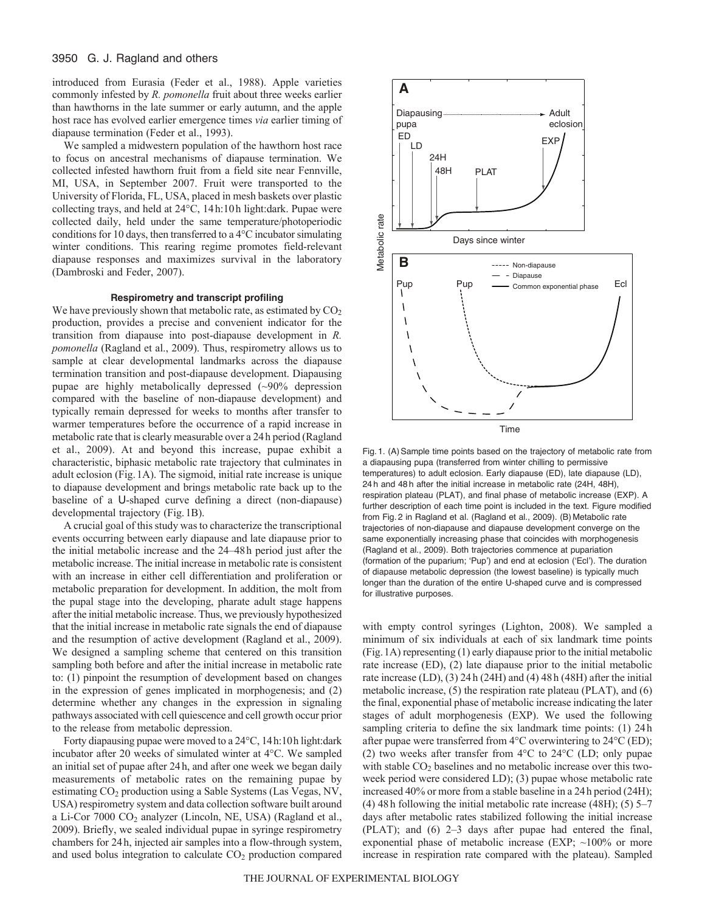introduced from Eurasia (Feder et al., 1988). Apple varieties commonly infested by *R. pomonella* fruit about three weeks earlier than hawthorns in the late summer or early autumn, and the apple host race has evolved earlier emergence times *via* earlier timing of diapause termination (Feder et al., 1993).

We sampled a midwestern population of the hawthorn host race to focus on ancestral mechanisms of diapause termination. We collected infested hawthorn fruit from a field site near Fennville, MI, USA, in September 2007. Fruit were transported to the University of Florida, FL, USA, placed in mesh baskets over plastic collecting trays, and held at 24°C, 14h:10h light:dark. Pupae were collected daily, held under the same temperature/photoperiodic conditions for 10 days, then transferred to a 4°C incubator simulating winter conditions. This rearing regime promotes field-relevant diapause responses and maximizes survival in the laboratory (Dambroski and Feder, 2007).

### Respirometry and transcript profiling

We have previously shown that metabolic rate, as estimated by $CO_2$ production, provides a precise and convenient indicator for the transition from diapause into post-diapause development in *R. pomonella* (Ragland et al., 2009). Thus, respirometry allows us to sample at clear developmental landmarks across the diapause termination transition and post-diapause development. Diapausing pupae are highly metabolically depressed (~90% depression compared with the baseline of non-diapause development) and typically remain depressed for weeks to months after transfer to warmer temperatures before the occurrence of a rapid increase in metabolic rate that is clearly measurable over a 24h period (Ragland et al., 2009). At and beyond this increase, pupae exhibit a characteristic, biphasic metabolic rate trajectory that culminates in adult eclosion (Fig.1A). The sigmoid, initial rate increase is unique to diapause development and brings metabolic rate back up to the baseline of a U-shaped curve defining a direct (non-diapause) developmental trajectory (Fig.1B).

A crucial goal of this study was to characterize the transcriptional events occurring between early diapause and late diapause prior to the initial metabolic increase and the 24–48h period just after the metabolic increase. The initial increase in metabolic rate is consistent with an increase in either cell differentiation and proliferation or metabolic preparation for development. In addition, the molt from the pupal stage into the developing, pharate adult stage happens after the initial metabolic increase. Thus, we previously hypothesized that the initial increase in metabolic rate signals the end of diapause and the resumption of active development (Ragland et al., 2009). We designed a sampling scheme that centered on this transition sampling both before and after the initial increase in metabolic rate to: (1) pinpoint the resumption of development based on changes in the expression of genes implicated in morphogenesis; and (2) determine whether any changes in the expression in signaling pathways associated with cell quiescence and cell growth occur prior to the release from metabolic depression.

Forty diapausing pupae were moved to a 24°C, 14h:10h light:dark incubator after 20 weeks of simulated winter at 4°C. We sampled an initial set of pupae after 24h, and after one week we began daily measurements of metabolic rates on the remaining pupae by estimating $CO_2$ production using a Sable Systems (Las Vegas, NV, USA) respirometry system and data collection software built around a Li-Cor 7000 $CO_2$ analyzer (Lincoln, NE, USA) (Ragland et al., 2009). Briefly, we sealed individual pupae in syringe respirometry chambers for 24h, injected air samples into a flow-through system, and used bolus integration to calculate $CO_2$ production compared with empty control syringes (Lighton, 2008). We sampled a minimum of six individuals at each of six landmark time points (Fig.1A) representing (1) early diapause prior to the initial metabolic rate increase (ED), (2) late diapause prior to the initial metabolic rate increase (LD), (3) 24h (24H) and (4) 48h (48H) after the initial metabolic increase, (5) the respiration rate plateau (PLAT), and (6) the final, exponential phase of metabolic increase indicating the later stages of adult morphogenesis (EXP). We used the following sampling criteria to define the six landmark time points: (1) 24h after pupae were transferred from 4°C overwintering to 24°C (ED); (2) two weeks after transfer from 4°C to 24°C (LD; only pupae with stable $CO_2$ baselines and no metabolic increase over this two-week period were considered LD); (3) pupae whose metabolic rate increased 40% or more from a stable baseline in a 24h period (24H); (4) 48h following the initial metabolic rate increase (48H); (5) 5–7 days after metabolic rates stabilized following the initial increase (PLAT); and (6) 2–3 days after pupae had entered the final, exponential phase of metabolic increase (EXP; ~100% or more increase in respiration rate compared with the plateau). Sampled

Fig. 1. (A) Sample time points based on the trajectory of metabolic rate from a diapausing pupa (transferred from winter chilling to permissive temperatures) to adult eclosion. Early diapause (ED), late diapause (LD), 24h and 48h after the initial increase in metabolic rate (24H, 48H), respiration plateau (PLAT), and final phase of metabolic increase (EXP). A further description of each time point is included in the text. Figure modified from Fig. 2 in Ragland et al. (Ragland et al., 2009). (B) Metabolic rate trajectories of non-diapause and diapause development converge on the same exponentially increasing phase that coincides with morphogenesis (Ragland et al., 2009). Both trajectories commence at pupariation (formation of the puparium; 'Pup') and end at eclosion ('Ecl'). The duration of diapause metabolic depression (the lowest baseline) is typically much longer than the duration of the entire U-shaped curve and is compressed for illustrative purposes.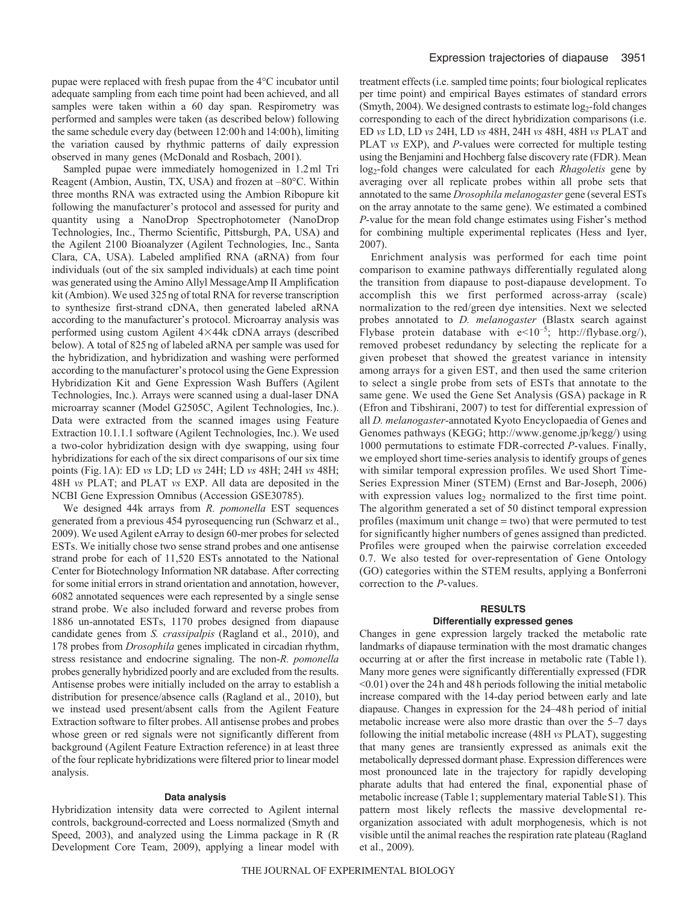pupae were replaced with fresh pupae from the 4°C incubator until adequate sampling from each time point had been achieved, and all samples were taken within a 60 day span. Respirometry was performed and samples were taken (as described below) following the same schedule every day (between 12:00 h and 14:00 h), limiting the variation caused by rhythmic patterns of daily expression observed in many genes (McDonald and Rosbach, 2001).

Sampled pupae were immediately homogenized in 1.2 ml Tri Reagent (Ambion, Austin, TX, USA) and frozen at –80°C. Within three months RNA was extracted using the Ambion Ribopure kit following the manufacturer's protocol and assessed for purity and quantity using a NanoDrop Spectrophotometer (NanoDrop Technologies, Inc., Thermo Scientific, Pittsburgh, PA, USA) and the Agilent 2100 Bioanalyzer (Agilent Technologies, Inc., Santa Clara, CA, USA). Labeled amplified RNA (aRNA) from four individuals (out of the six sampled individuals) at each time point was generated using the Amino Allyl MessageAmp II Amplification kit (Ambion). We used 325 ng of total RNA for reverse transcription to synthesize first-strand cDNA, then generated labeled aRNA according to the manufacturer's protocol. Microarray analysis was performed using custom Agilent 4×44k cDNA arrays (described below). A total of 825 ng of labeled aRNA per sample was used for the hybridization, and hybridization and washing were performed according to the manufacturer's protocol using the Gene Expression Hybridization Kit and Gene Expression Wash Buffers (Agilent Technologies, Inc.). Arrays were scanned using a dual-laser DNA microarray scanner (Model G2505C, Agilent Technologies, Inc.). Data were extracted from the scanned images using Feature Extraction 10.1.1.1 software (Agilent Technologies, Inc.). We used a two-color hybridization design with dye swapping, using four hybridizations for each of the six direct comparisons of our six time points (Fig. 1A): ED *vs* LD; LD *vs* 24H; LD *vs* 48H; 24H *vs* 48H; 48H *vs* PLAT; and PLAT *vs* EXP. All data are deposited in the NCBI Gene Expression Omnibus (Accession GSE30785).

We designed 44k arrays from *R. pomonella* EST sequences generated from a previous 454 pyrosequencing run (Schwarz et al., 2009). We used Agilent eArray to design 60-mer probes for selected ESTs. We initially chose two sense strand probes and one antisense strand probe for each of 11,520 ESTs annotated to the National Center for Biotechnology Information NR database. After correcting for some initial errors in strand orientation and annotation, however, 6082 annotated sequences were each represented by a single sense strand probe. We also included forward and reverse probes from 1886 un-annotated ESTs, 1170 probes designed from diapause candidate genes from *S. crassipalpis* (Ragland et al., 2010), and 178 probes from *Drosophila* genes implicated in circadian rhythm, stress resistance and endocrine signaling. The non-*R. pomonella* probes generally hybridized poorly and are excluded from the results. Antisense probes were initially included on the array to establish a distribution for presence/absence calls (Ragland et al., 2010), but we instead used present/absent calls from the Agilent Feature Extraction software to filter probes. All antisense probes and probes whose green or red signals were not significantly different from background (Agilent Feature Extraction reference) in at least three of the four replicate hybridizations were filtered prior to linear model analysis.

### Data analysis

Hybridization intensity data were corrected to Agilent internal controls, background-corrected and Loess normalized (Smyth and Speed, 2003), and analyzed using the Limma package in R (R Development Core Team, 2009), applying a linear model with treatment effects (i.e. sampled time points; four biological replicates per time point) and empirical Bayes estimates of standard errors (Smyth, 2004). We designed contrasts to estimate $\log_2$-fold changes corresponding to each of the direct hybridization comparisons (i.e. ED *vs* LD, LD *vs* 24H, LD *vs* 48H, 24H *vs* 48H, 48H *vs* PLAT and PLAT *vs* EXP), and *P*-values were corrected for multiple testing using the Benjamini and Hochberg false discovery rate (FDR). Mean $\log_2$-fold changes were calculated for each *Rhagoletis* gene by averaging over all replicate probes within all probe sets that annotated to the same *Drosophila melanogaster* gene (several ESTs on the array annotate to the same gene). We estimated a combined *P*-value for the mean fold change estimates using Fisher's method for combining multiple experimental replicates (Hess and Iyer, 2007).

Enrichment analysis was performed for each time point comparison to examine pathways differentially regulated along the transition from diapause to post-diapause development. To accomplish this we first performed across-array (scale) normalization to the red/green dye intensities. Next we selected probes annotated to *D. melanogaster* (Blastx search against Flybase protein database with $e<10^{-5}$; http://flybase.org/), removed probeset redundancy by selecting the replicate for a given probeset that showed the greatest variance in intensity among arrays for a given EST, and then used the same criterion to select a single probe from sets of ESTs that annotate to the same gene. We used the Gene Set Analysis (GSA) package in R (Efron and Tibshirani, 2007) to test for differential expression of all *D. melanogaster*-annotated Kyoto Encyclopaedia of Genes and Genomes pathways (KEGG; http://www.genome.jp/kegg/) using 1000 permutations to estimate FDR-corrected *P*-values. Finally, we employed short time-series analysis to identify groups of genes with similar temporal expression profiles. We used Short Time-Series Expression Miner (STEM) (Ernst and Bar-Joseph, 2006) with expression values $\log_2$ normalized to the first time point. The algorithm generated a set of 50 distinct temporal expression profiles (maximum unit change = two) that were permuted to test for significantly higher numbers of genes assigned than predicted. Profiles were grouped when the pairwise correlation exceeded 0.7. We also tested for over-representation of Gene Ontology (GO) categories within the STEM results, applying a Bonferroni correction to the *P*-values.

## RESULTS

### Differentially expressed genes

Changes in gene expression largely tracked the metabolic rate landmarks of diapause termination with the most dramatic changes occurring at or after the first increase in metabolic rate (Table 1). Many more genes were significantly differentially expressed (FDR <0.01) over the 24 h and 48 h periods following the initial metabolic increase compared with the 14-day period between early and late diapause. Changes in expression for the 24–48 h period of initial metabolic increase were also more drastic than over the 5–7 days following the initial metabolic increase (48H *vs* PLAT), suggesting that many genes are transiently expressed as animals exit the metabolically depressed dormant phase. Expression differences were most pronounced late in the trajectory for rapidly developing pharate adults that had entered the final, exponential phase of metabolic increase (Table 1; supplementary material Table S1). This pattern most likely reflects the massive developmental re-organization associated with adult morphogenesis, which is not visible until the animal reaches the respiration rate plateau (Ragland et al., 2009).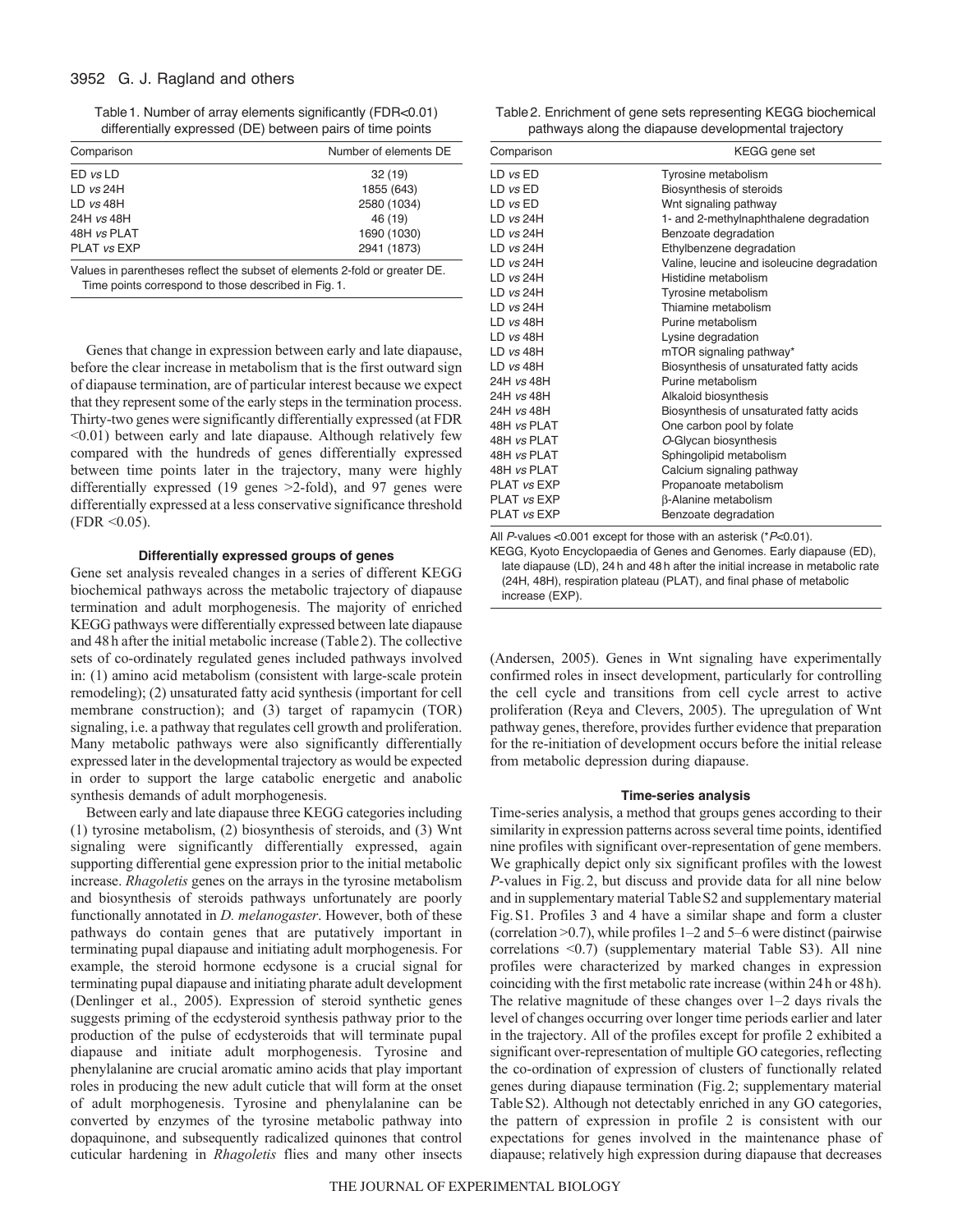Table 1. Number of array elements significantly (FDR<0.01) differentially expressed (DE) between pairs of time points

| Comparison | Number of elements DE |
|---|---|
| ED *vs* LD | 32 (19) |
| LD *vs* 24H | 1855 (643) |
| LD *vs* 48H | 2580 (1034) |
| 24H *vs* 48H | 46 (19) |
| 48H *vs* PLAT | 1690 (1030) |
| PLAT *vs* EXP | 2941 (1873) |

Values in parentheses reflect the subset of elements 2-fold or greater DE. Time points correspond to those described in Fig. 1.

Genes that change in expression between early and late diapause, before the clear increase in metabolism that is the first outward sign of diapause termination, are of particular interest because we expect that they represent some of the early steps in the termination process. Thirty-two genes were significantly differentially expressed (at FDR <0.01) between early and late diapause. Although relatively few compared with the hundreds of genes differentially expressed between time points later in the trajectory, many were highly differentially expressed (19 genes >2-fold), and 97 genes were differentially expressed at a less conservative significance threshold (FDR <0.05).

### Differentially expressed groups of genes

Gene set analysis revealed changes in a series of different KEGG biochemical pathways across the metabolic trajectory of diapause termination and adult morphogenesis. The majority of enriched KEGG pathways were differentially expressed between late diapause and 48 h after the initial metabolic increase (Table 2). The collective sets of co-ordinately regulated genes included pathways involved in: (1) amino acid metabolism (consistent with large-scale protein remodeling); (2) unsaturated fatty acid synthesis (important for cell membrane construction); and (3) target of rapamycin (TOR) signaling, i.e. a pathway that regulates cell growth and proliferation. Many metabolic pathways were also significantly differentially expressed later in the developmental trajectory as would be expected in order to support the large catabolic energetic and anabolic synthesis demands of adult morphogenesis.

Between early and late diapause three KEGG categories including (1) tyrosine metabolism, (2) biosynthesis of steroids, and (3) Wnt signaling were significantly differentially expressed, again supporting differential gene expression prior to the initial metabolic increase. *Rhagoletis* genes on the arrays in the tyrosine metabolism and biosynthesis of steroids pathways unfortunately are poorly functionally annotated in *D. melanogaster*. However, both of these pathways do contain genes that are putatively important in terminating pupal diapause and initiating adult morphogenesis. For example, the steroid hormone ecdysone is a crucial signal for terminating pupal diapause and initiating pharate adult development (Denlinger et al., 2005). Expression of steroid synthetic genes suggests priming of the ecdysteroid synthesis pathway prior to the production of the pulse of ecdysteroids that will terminate pupal diapause and initiate adult morphogenesis. Tyrosine and phenylalanine are crucial aromatic amino acids that play important roles in producing the new adult cuticle that will form at the onset of adult morphogenesis. Tyrosine and phenylalanine can be converted by enzymes of the tyrosine metabolic pathway into dopaquinone, and subsequently radicalized quinones that control cuticular hardening in *Rhagoletis* flies and many other insects (Andersen, 2005). Genes in Wnt signaling have experimentally confirmed roles in insect development, particularly for controlling the cell cycle and transitions from cell cycle arrest to active proliferation (Reya and Clevers, 2005). The upregulation of Wnt pathway genes, therefore, provides further evidence that preparation for the re-initiation of development occurs before the initial release from metabolic depression during diapause.

Table 2. Enrichment of gene sets representing KEGG biochemical pathways along the diapause developmental trajectory

| Comparison | KEGG gene set |
|---|---|
| LD *vs* ED | Tyrosine metabolism |
| LD *vs* ED | Biosynthesis of steroids |
| LD *vs* ED | Wnt signaling pathway |
| LD *vs* 24H | 1- and 2-methylnaphthalene degradation |
| LD *vs* 24H | Benzoate degradation |
| LD *vs* 24H | Ethylbenzene degradation |
| LD *vs* 24H | Valine, leucine and isoleucine degradation |
| LD *vs* 24H | Histidine metabolism |
| LD *vs* 24H | Tyrosine metabolism |
| LD *vs* 24H | Thiamine metabolism |
| LD *vs* 48H | Purine metabolism |
| LD *vs* 48H | Lysine degradation |
| LD *vs* 48H | mTOR signaling pathway* |
| LD *vs* 48H | Biosynthesis of unsaturated fatty acids |
| 24H *vs* 48H | Purine metabolism |
| 24H *vs* 48H | Alkaloid biosynthesis |
| 24H *vs* 48H | Biosynthesis of unsaturated fatty acids |
| 48H *vs* PLAT | One carbon pool by folate |
| 48H *vs* PLAT | *O*-Glycan biosynthesis |
| 48H *vs* PLAT | Sphingolipid metabolism |
| 48H *vs* PLAT | Calcium signaling pathway |
| PLAT *vs* EXP | Propanoate metabolism |
| PLAT *vs* EXP | β-Alanine metabolism |
| PLAT *vs* EXP | Benzoate degradation |

All *P*-values <0.001 except for those with an asterisk (*$P$<0.01).

KEGG, Kyoto Encyclopaedia of Genes and Genomes. Early diapause (ED), late diapause (LD), 24 h and 48 h after the initial increase in metabolic rate (24H, 48H), respiration plateau (PLAT), and final phase of metabolic increase (EXP).

### Time-series analysis

Time-series analysis, a method that groups genes according to their similarity in expression patterns across several time points, identified nine profiles with significant over-representation of gene members. We graphically depict only six significant profiles with the lowest *P*-values in Fig. 2, but discuss and provide data for all nine below and in supplementary material Table S2 and supplementary material Fig. S1. Profiles 3 and 4 have a similar shape and form a cluster (correlation >0.7), while profiles 1–2 and 5–6 were distinct (pairwise correlations <0.7) (supplementary material Table S3). All nine profiles were characterized by marked changes in expression coinciding with the first metabolic rate increase (within 24 h or 48 h). The relative magnitude of these changes over 1–2 days rivals the level of changes occurring over longer time periods earlier and later in the trajectory. All of the profiles except for profile 2 exhibited a significant over-representation of multiple GO categories, reflecting the co-ordination of expression of clusters of functionally related genes during diapause termination (Fig. 2; supplementary material Table S2). Although not detectably enriched in any GO categories, the pattern of expression in profile 2 is consistent with our expectations for genes involved in the maintenance phase of diapause; relatively high expression during diapause that decreases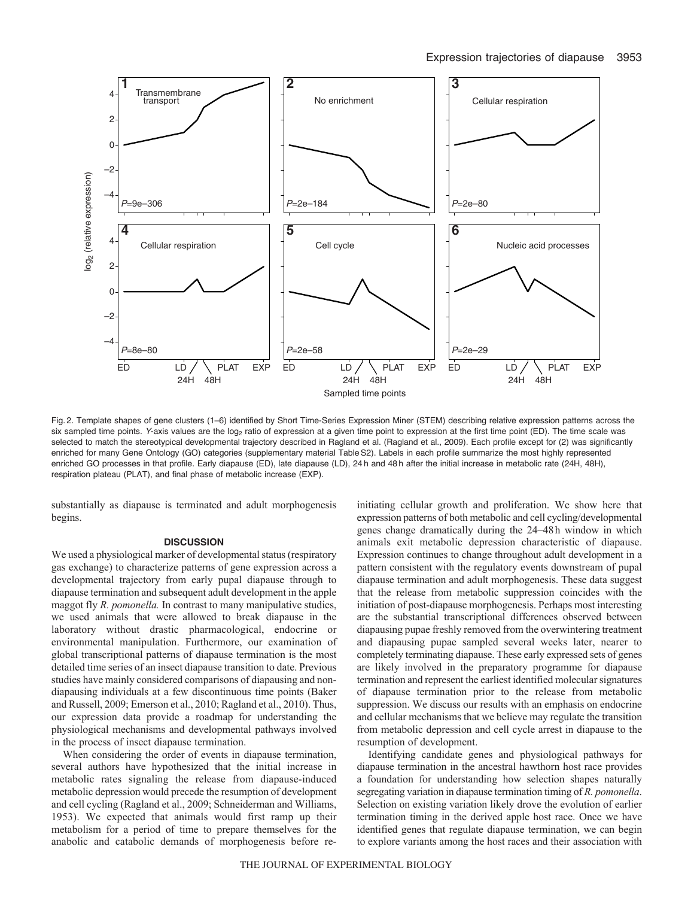Fig. 2. Template shapes of gene clusters (1–6) identified by Short Time-Series Expression Miner (STEM) describing relative expression patterns across the six sampled time points. *Y*-axis values are the $\log_2$ ratio of expression at a given time point to expression at the first time point (ED). The time scale was selected to match the stereotypical developmental trajectory described in Ragland et al. (Ragland et al., 2009). Each profile except for (2) was significantly enriched for many Gene Ontology (GO) categories (supplementary material Table S2). Labels in each profile summarize the most highly represented enriched GO processes in that profile. Early diapause (ED), late diapause (LD), 24 h and 48 h after the initial increase in metabolic rate (24H, 48H), respiration plateau (PLAT), and final phase of metabolic increase (EXP).

substantially as diapause is terminated and adult morphogenesis begins.

## DISCUSSION

We used a physiological marker of developmental status (respiratory gas exchange) to characterize patterns of gene expression across a developmental trajectory from early pupal diapause through to diapause termination and subsequent adult development in the apple maggot fly *R. pomonella.* In contrast to many manipulative studies, we used animals that were allowed to break diapause in the laboratory without drastic pharmacological, endocrine or environmental manipulation. Furthermore, our examination of global transcriptional patterns of diapause termination is the most detailed time series of an insect diapause transition to date. Previous studies have mainly considered comparisons of diapausing and non-diapausing individuals at a few discontinuous time points (Baker and Russell, 2009; Emerson et al., 2010; Ragland et al., 2010). Thus, our expression data provide a roadmap for understanding the physiological mechanisms and developmental pathways involved in the process of insect diapause termination.

When considering the order of events in diapause termination, several authors have hypothesized that the initial increase in metabolic rates signaling the release from diapause-induced metabolic depression would precede the resumption of development and cell cycling (Ragland et al., 2009; Schneiderman and Williams, 1953). We expected that animals would first ramp up their metabolism for a period of time to prepare themselves for the anabolic and catabolic demands of morphogenesis before re-initiating cellular growth and proliferation. We show here that expression patterns of both metabolic and cell cycling/developmental genes change dramatically during the 24–48 h window in which animals exit metabolic depression characteristic of diapause. Expression continues to change throughout adult development in a pattern consistent with the regulatory events downstream of pupal diapause termination and adult morphogenesis. These data suggest that the release from metabolic suppression coincides with the initiation of post-diapause morphogenesis. Perhaps most interesting are the substantial transcriptional differences observed between diapausing pupae freshly removed from the overwintering treatment and diapausing pupae sampled several weeks later, nearer to completely terminating diapause. These early expressed sets of genes are likely involved in the preparatory programme for diapause termination and represent the earliest identified molecular signatures of diapause termination prior to the release from metabolic suppression. We discuss our results with an emphasis on endocrine and cellular mechanisms that we believe may regulate the transition from metabolic depression and cell cycle arrest in diapause to the resumption of development.

Identifying candidate genes and physiological pathways for diapause termination in the ancestral hawthorn host race provides a foundation for understanding how selection shapes naturally segregating variation in diapause termination timing of *R. pomonella*. Selection on existing variation likely drove the evolution of earlier termination timing in the derived apple host race. Once we have identified genes that regulate diapause termination, we can begin to explore variants among the host races and their association with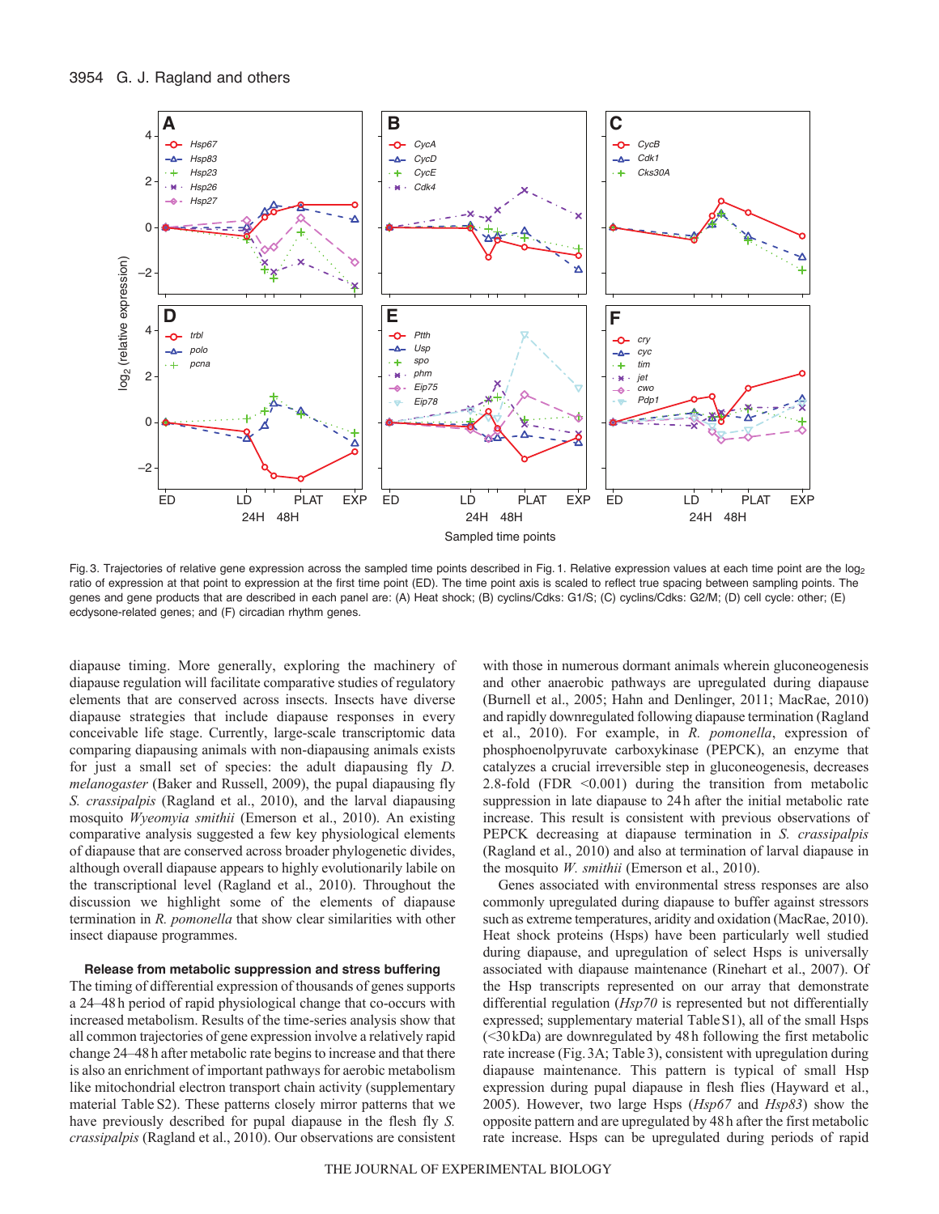Fig. 3. Trajectories of relative gene expression across the sampled time points described in Fig. 1. Relative expression values at each time point are the $\log_2$ ratio of expression at that point to expression at the first time point (ED). The time point axis is scaled to reflect true spacing between sampling points. The genes and gene products that are described in each panel are: (A) Heat shock; (B) cyclins/Cdks: G1/S; (C) cyclins/Cdks: G2/M; (D) cell cycle: other; (E) ecdysone-related genes; and (F) circadian rhythm genes.

diapause timing. More generally, exploring the machinery of diapause regulation will facilitate comparative studies of regulatory elements that are conserved across insects. Insects have diverse diapause strategies that include diapause responses in every conceivable life stage. Currently, large-scale transcriptomic data comparing diapausing animals with non-diapausing animals exists for just a small set of species: the adult diapausing fly *D. melanogaster* (Baker and Russell, 2009), the pupal diapausing fly *S. crassipalpis* (Ragland et al., 2010), and the larval diapausing mosquito *Wyeomyia smithii* (Emerson et al., 2010). An existing comparative analysis suggested a few key physiological elements of diapause that are conserved across broader phylogenetic divides, although overall diapause appears to highly evolutionarily labile on the transcriptional level (Ragland et al., 2010). Throughout the discussion we highlight some of the elements of diapause termination in *R. pomonella* that show clear similarities with other insect diapause programmes.

### Release from metabolic suppression and stress buffering

The timing of differential expression of thousands of genes supports a 24–48 h period of rapid physiological change that co-occurs with increased metabolism. Results of the time-series analysis show that all common trajectories of gene expression involve a relatively rapid change 24–48 h after metabolic rate begins to increase and that there is also an enrichment of important pathways for aerobic metabolism like mitochondrial electron transport chain activity (supplementary material Table S2). These patterns closely mirror patterns that we have previously described for pupal diapause in the flesh fly *S. crassipalpis* (Ragland et al., 2010). Our observations are consistent with those in numerous dormant animals wherein gluconeogenesis and other anaerobic pathways are upregulated during diapause (Burnell et al., 2005; Hahn and Denlinger, 2011; MacRae, 2010) and rapidly downregulated following diapause termination (Ragland et al., 2010). For example, in *R. pomonella*, expression of phosphoenolpyruvate carboxykinase (PEPCK), an enzyme that catalyzes a crucial irreversible step in gluconeogenesis, decreases 2.8-fold (FDR <0.001) during the transition from metabolic suppression in late diapause to 24 h after the initial metabolic rate increase. This result is consistent with previous observations of PEPCK decreasing at diapause termination in *S. crassipalpis* (Ragland et al., 2010) and also at termination of larval diapause in the mosquito *W. smithii* (Emerson et al., 2010).

Genes associated with environmental stress responses are also commonly upregulated during diapause to buffer against stressors such as extreme temperatures, aridity and oxidation (MacRae, 2010). Heat shock proteins (Hsps) have been particularly well studied during diapause, and upregulation of select Hsps is universally associated with diapause maintenance (Rinehart et al., 2007). Of the Hsp transcripts represented on our array that demonstrate differential regulation (*Hsp70* is represented but not differentially expressed; supplementary material Table S1), all of the small Hsps (<30 kDa) are downregulated by 48 h following the first metabolic rate increase (Fig. 3A; Table 3), consistent with upregulation during diapause maintenance. This pattern is typical of small Hsp expression during pupal diapause in flesh flies (Hayward et al., 2005). However, two large Hsps (*Hsp67* and *Hsp83*) show the opposite pattern and are upregulated by 48 h after the first metabolic rate increase. Hsps can be upregulated during periods of rapid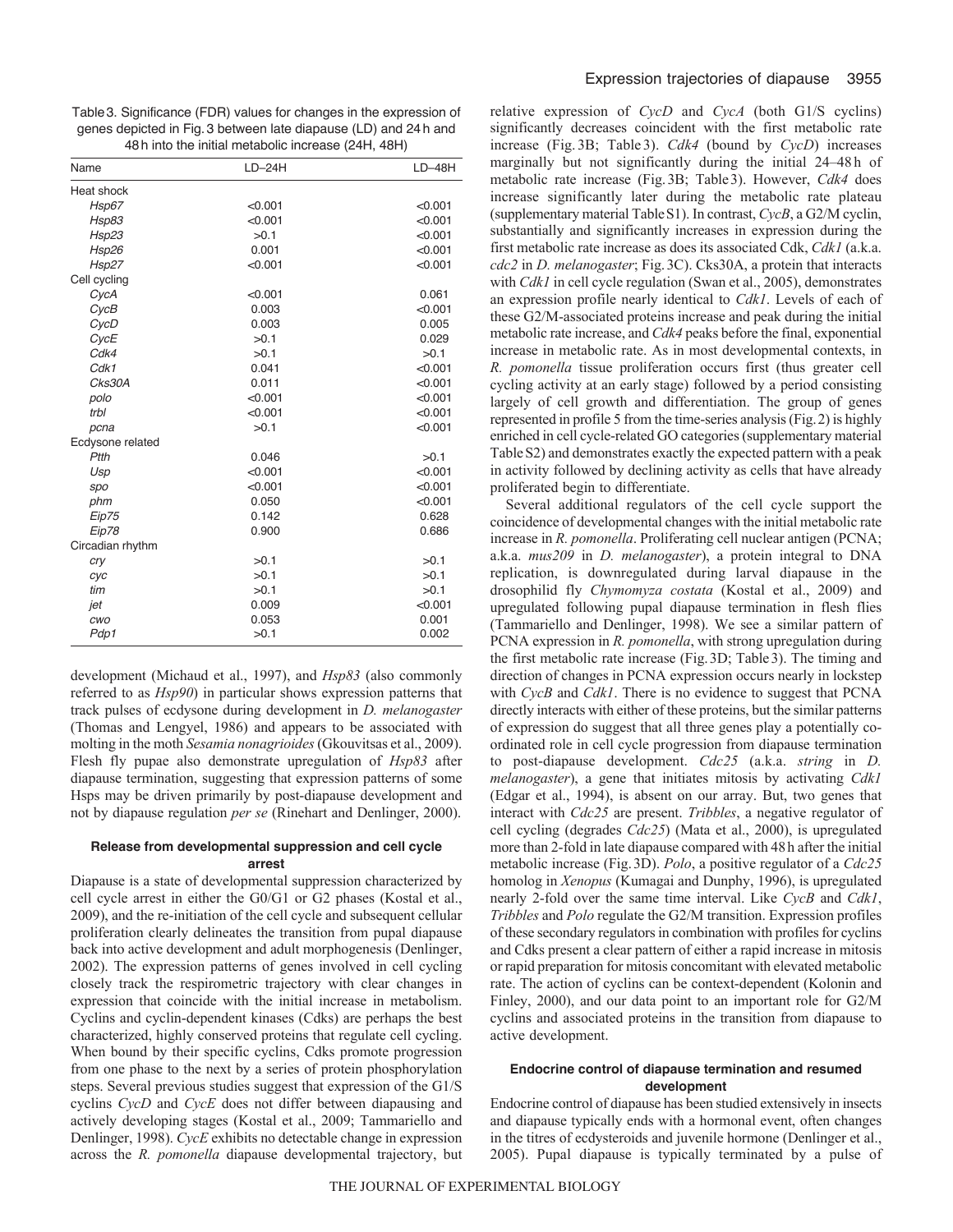Table 3. Significance (FDR) values for changes in the expression of genes depicted in Fig. 3 between late diapause (LD) and 24 h and 48 h into the initial metabolic increase (24H, 48H)

| Name | LD–24H | LD–48H |
|---|---|---|
| Heat shock | | |
| *Hsp67* | <0.001 | <0.001 |
| *Hsp83* | <0.001 | <0.001 |
| *Hsp23* | >0.1 | <0.001 |
| *Hsp26* | 0.001 | <0.001 |
| *Hsp27* | <0.001 | <0.001 |
| Cell cycling | | |
| *CycA* | <0.001 | 0.061 |
| *CycB* | 0.003 | <0.001 |
| *CycD* | 0.003 | 0.005 |
| *CycE* | >0.1 | 0.029 |
| *Cdk4* | >0.1 | >0.1 |
| *Cdk1* | 0.041 | <0.001 |
| *Cks30A* | 0.011 | <0.001 |
| *polo* | <0.001 | <0.001 |
| *trbl* | <0.001 | <0.001 |
| *pcna* | >0.1 | <0.001 |
| Ecdysone related | | |
| *Ptth* | 0.046 | >0.1 |
| *Usp* | <0.001 | <0.001 |
| *spo* | <0.001 | <0.001 |
| *phm* | 0.050 | <0.001 |
| *Eip75* | 0.142 | 0.628 |
| *Eip78* | 0.900 | 0.686 |
| Circadian rhythm | | |
| *cry* | >0.1 | >0.1 |
| *cyc* | >0.1 | >0.1 |
| *tim* | >0.1 | >0.1 |
| *jet* | 0.009 | <0.001 |
| *cwo* | 0.053 | 0.001 |
| *Pdp1* | >0.1 | 0.002 |

development (Michaud et al., 1997), and *Hsp83* (also commonly referred to as *Hsp90*) in particular shows expression patterns that track pulses of ecdysone during development in *D. melanogaster* (Thomas and Lengyel, 1986) and appears to be associated with molting in the moth *Sesamia nonagrioides* (Gkouvitsas et al., 2009). Flesh fly pupae also demonstrate upregulation of *Hsp83* after diapause termination, suggesting that expression patterns of some Hsps may be driven primarily by post-diapause development and not by diapause regulation *per se* (Rinehart and Denlinger, 2000).

#### Release from developmental suppression and cell cycle arrest

Diapause is a state of developmental suppression characterized by cell cycle arrest in either the G0/G1 or G2 phases (Kostal et al., 2009), and the re-initiation of the cell cycle and subsequent cellular proliferation clearly delineates the transition from pupal diapause back into active development and adult morphogenesis (Denlinger, 2002). The expression patterns of genes involved in cell cycling closely track the respirometric trajectory with clear changes in expression that coincide with the initial increase in metabolism. Cyclins and cyclin-dependent kinases (Cdks) are perhaps the best characterized, highly conserved proteins that regulate cell cycling. When bound by their specific cyclins, Cdks promote progression from one phase to the next by a series of protein phosphorylation steps. Several previous studies suggest that expression of the G1/S cyclins *CycD* and *CycE* does not differ between diapausing and actively developing stages (Kostal et al., 2009; Tammariello and Denlinger, 1998). *CycE* exhibits no detectable change in expression across the *R. pomonella* diapause developmental trajectory, but relative expression of *CycD* and *CycA* (both G1/S cyclins) significantly decreases coincident with the first metabolic rate increase (Fig. 3B; Table 3). *Cdk4* (bound by *CycD*) increases marginally but not significantly during the initial 24–48 h of metabolic rate increase (Fig. 3B; Table 3). However, *Cdk4* does increase significantly later during the metabolic rate plateau (supplementary material Table S1). In contrast, *CycB*, a G2/M cyclin, substantially and significantly increases in expression during the first metabolic rate increase as does its associated Cdk, *Cdk1* (a.k.a. *cdc2* in *D. melanogaster*; Fig. 3C). Cks30A, a protein that interacts with *Cdk1* in cell cycle regulation (Swan et al., 2005), demonstrates an expression profile nearly identical to *Cdk1*. Levels of each of these G2/M-associated proteins increase and peak during the initial metabolic rate increase, and *Cdk4* peaks before the final, exponential increase in metabolic rate. As in most developmental contexts, in *R. pomonella* tissue proliferation occurs first (thus greater cell cycling activity at an early stage) followed by a period consisting largely of cell growth and differentiation. The group of genes represented in profile 5 from the time-series analysis (Fig. 2) is highly enriched in cell cycle-related GO categories (supplementary material Table S2) and demonstrates exactly the expected pattern with a peak in activity followed by declining activity as cells that have already proliferated begin to differentiate.

Several additional regulators of the cell cycle support the coincidence of developmental changes with the initial metabolic rate increase in *R. pomonella*. Proliferating cell nuclear antigen (PCNA; a.k.a. *mus209* in *D. melanogaster*), a protein integral to DNA replication, is downregulated during larval diapause in the drosophilid fly *Chymomyza costata* (Kostal et al., 2009) and upregulated following pupal diapause termination in flesh flies (Tammariello and Denlinger, 1998). We see a similar pattern of PCNA expression in *R. pomonella*, with strong upregulation during the first metabolic rate increase (Fig. 3D; Table 3). The timing and direction of changes in PCNA expression occurs nearly in lockstep with *CycB* and *Cdk1*. There is no evidence to suggest that PCNA directly interacts with either of these proteins, but the similar patterns of expression do suggest that all three genes play a potentially co-ordinated role in cell cycle progression from diapause termination to post-diapause development. *Cdc25* (a.k.a. *string* in *D. melanogaster*), a gene that initiates mitosis by activating *Cdk1* (Edgar et al., 1994), is absent on our array. But, two genes that interact with *Cdc25* are present. *Tribbles*, a negative regulator of cell cycling (degrades *Cdc25*) (Mata et al., 2000), is upregulated more than 2-fold in late diapause compared with 48 h after the initial metabolic increase (Fig. 3D). *Polo*, a positive regulator of a *Cdc25* homolog in *Xenopus* (Kumagai and Dunphy, 1996), is upregulated nearly 2-fold over the same time interval. Like *CycB* and *Cdk1*, *Tribbles* and *Polo* regulate the G2/M transition. Expression profiles of these secondary regulators in combination with profiles for cyclins and Cdks present a clear pattern of either a rapid increase in mitosis or rapid preparation for mitosis concomitant with elevated metabolic rate. The action of cyclins can be context-dependent (Kolonin and Finley, 2000), and our data point to an important role for G2/M cyclins and associated proteins in the transition from diapause to active development.

#### Endocrine control of diapause termination and resumed development

Endocrine control of diapause has been studied extensively in insects and diapause typically ends with a hormonal event, often changes in the titres of ecdysteroids and juvenile hormone (Denlinger et al., 2005). Pupal diapause is typically terminated by a pulse of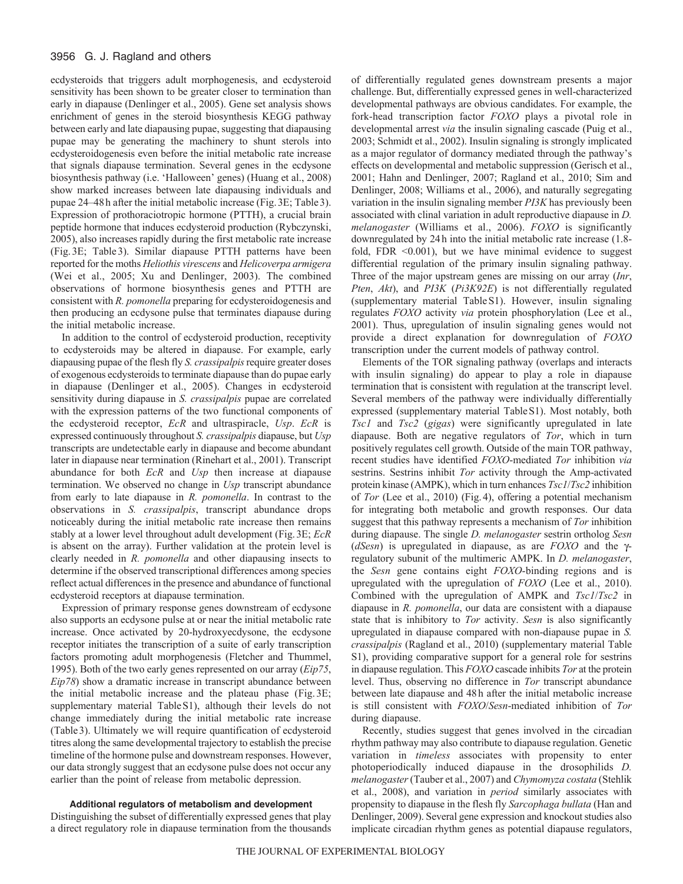ecdysteroids that triggers adult morphogenesis, and ecdysteroid sensitivity has been shown to be greater closer to termination than early in diapause (Denlinger et al., 2005). Gene set analysis shows enrichment of genes in the steroid biosynthesis KEGG pathway between early and late diapausing pupae, suggesting that diapausing pupae may be generating the machinery to shunt sterols into ecdysteroidogenesis even before the initial metabolic rate increase that signals diapause termination. Several genes in the ecdysone biosynthesis pathway (i.e. 'Halloween' genes) (Huang et al., 2008) show marked increases between late diapausing individuals and pupae 24–48 h after the initial metabolic increase (Fig. 3E; Table 3). Expression of prothoraciotropic hormone (PTTH), a crucial brain peptide hormone that induces ecdysteroid production (Rybczynski, 2005), also increases rapidly during the first metabolic rate increase (Fig. 3E; Table 3). Similar diapause PTTH patterns have been reported for the moths *Heliothis virescens* and *Helicoverpa armigera* (Wei et al., 2005; Xu and Denlinger, 2003). The combined observations of hormone biosynthesis genes and PTTH are consistent with *R. pomonella* preparing for ecdysteroidogenesis and then producing an ecdysone pulse that terminates diapause during the initial metabolic increase.

In addition to the control of ecdysteroid production, receptivity to ecdysteroids may be altered in diapause. For example, early diapausing pupae of the flesh fly *S. crassipalpis* require greater doses of exogenous ecdysteroids to terminate diapause than do pupae early in diapause (Denlinger et al., 2005). Changes in ecdysteroid sensitivity during diapause in *S. crassipalpis* pupae are correlated with the expression patterns of the two functional components of the ecdysteroid receptor, *EcR* and ultraspiracle, *Usp*. *EcR* is expressed continuously throughout *S. crassipalpis* diapause, but *Usp* transcripts are undetectable early in diapause and become abundant later in diapause near termination (Rinehart et al., 2001). Transcript abundance for both *EcR* and *Usp* then increase at diapause termination. We observed no change in *Usp* transcript abundance from early to late diapause in *R. pomonella*. In contrast to the observations in *S. crassipalpis*, transcript abundance drops noticeably during the initial metabolic rate increase then remains stably at a lower level throughout adult development (Fig. 3E; *EcR* is absent on the array). Further validation at the protein level is clearly needed in *R. pomonella* and other diapausing insects to determine if the observed transcriptional differences among species reflect actual differences in the presence and abundance of functional ecdysteroid receptors at diapause termination.

Expression of primary response genes downstream of ecdysone also supports an ecdysone pulse at or near the initial metabolic rate increase. Once activated by 20-hydroxyecdysone, the ecdysone receptor initiates the transcription of a suite of early transcription factors promoting adult morphogenesis (Fletcher and Thummel, 1995). Both of the two early genes represented on our array (*Eip75*, *Eip78*) show a dramatic increase in transcript abundance between the initial metabolic increase and the plateau phase (Fig. 3E; supplementary material Table S1), although their levels do not change immediately during the initial metabolic rate increase (Table 3). Ultimately we will require quantification of ecdysteroid titres along the same developmental trajectory to establish the precise timeline of the hormone pulse and downstream responses. However, our data strongly suggest that an ecdysone pulse does not occur any earlier than the point of release from metabolic depression.

### Additional regulators of metabolism and development

Distinguishing the subset of differentially expressed genes that play a direct regulatory role in diapause termination from the thousands of differentially regulated genes downstream presents a major challenge. But, differentially expressed genes in well-characterized developmental pathways are obvious candidates. For example, the fork-head transcription factor *FOXO* plays a pivotal role in developmental arrest *via* the insulin signaling cascade (Puig et al., 2003; Schmidt et al., 2002). Insulin signaling is strongly implicated as a major regulator of dormancy mediated through the pathway's effects on developmental and metabolic suppression (Gerisch et al., 2001; Hahn and Denlinger, 2007; Ragland et al., 2010; Sim and Denlinger, 2008; Williams et al., 2006), and naturally segregating variation in the insulin signaling member *PI3K* has previously been associated with clinal variation in adult reproductive diapause in *D. melanogaster* (Williams et al., 2006). *FOXO* is significantly downregulated by 24 h into the initial metabolic rate increase (1.8-fold, FDR <0.001), but we have minimal evidence to suggest differential regulation of the primary insulin signaling pathway. Three of the major upstream genes are missing on our array (*Inr*, *Pten*, *Akt*), and *PI3K* (*Pi3K92E*) is not differentially regulated (supplementary material Table S1). However, insulin signaling regulates *FOXO* activity *via* protein phosphorylation (Lee et al., 2001). Thus, upregulation of insulin signaling genes would not provide a direct explanation for downregulation of *FOXO* transcription under the current models of pathway control.

Elements of the TOR signaling pathway (overlaps and interacts with insulin signaling) do appear to play a role in diapause termination that is consistent with regulation at the transcript level. Several members of the pathway were individually differentially expressed (supplementary material Table S1). Most notably, both *Tsc1* and *Tsc2* (*gigas*) were significantly upregulated in late diapause. Both are negative regulators of *Tor*, which in turn positively regulates cell growth. Outside of the main TOR pathway, recent studies have identified *FOXO*-mediated *Tor* inhibition *via* sestrins. Sestrins inhibit *Tor* activity through the Amp-activated protein kinase (AMPK), which in turn enhances *Tsc1*/*Tsc2* inhibition of *Tor* (Lee et al., 2010) (Fig. 4), offering a potential mechanism for integrating both metabolic and growth responses. Our data suggest that this pathway represents a mechanism of *Tor* inhibition during diapause. The single *D. melanogaster* sestrin ortholog *Sesn* (*dSesn*) is upregulated in diapause, as are *FOXO* and the γ-regulatory subunit of the multimeric AMPK. In *D. melanogaster*, the *Sesn* gene contains eight *FOXO*-binding regions and is upregulated with the upregulation of *FOXO* (Lee et al., 2010). Combined with the upregulation of AMPK and *Tsc1*/*Tsc2* in diapause in *R. pomonella*, our data are consistent with a diapause state that is inhibitory to *Tor* activity. *Sesn* is also significantly upregulated in diapause compared with non-diapause pupae in *S. crassipalpis* (Ragland et al., 2010) (supplementary material Table S1), providing comparative support for a general role for sestrins in diapause regulation. This *FOXO* cascade inhibits *Tor* at the protein level. Thus, observing no difference in *Tor* transcript abundance between late diapause and 48 h after the initial metabolic increase is still consistent with *FOXO*/*Sesn*-mediated inhibition of *Tor* during diapause.

Recently, studies suggest that genes involved in the circadian rhythm pathway may also contribute to diapause regulation. Genetic variation in *timeless* associates with propensity to enter photoperiodically induced diapause in the drosophilids *D. melanogaster* (Tauber et al., 2007) and *Chymomyza costata* (Stehlik et al., 2008), and variation in *period* similarly associates with propensity to diapause in the flesh fly *Sarcophaga bullata* (Han and Denlinger, 2009). Several gene expression and knockout studies also implicate circadian rhythm genes as potential diapause regulators,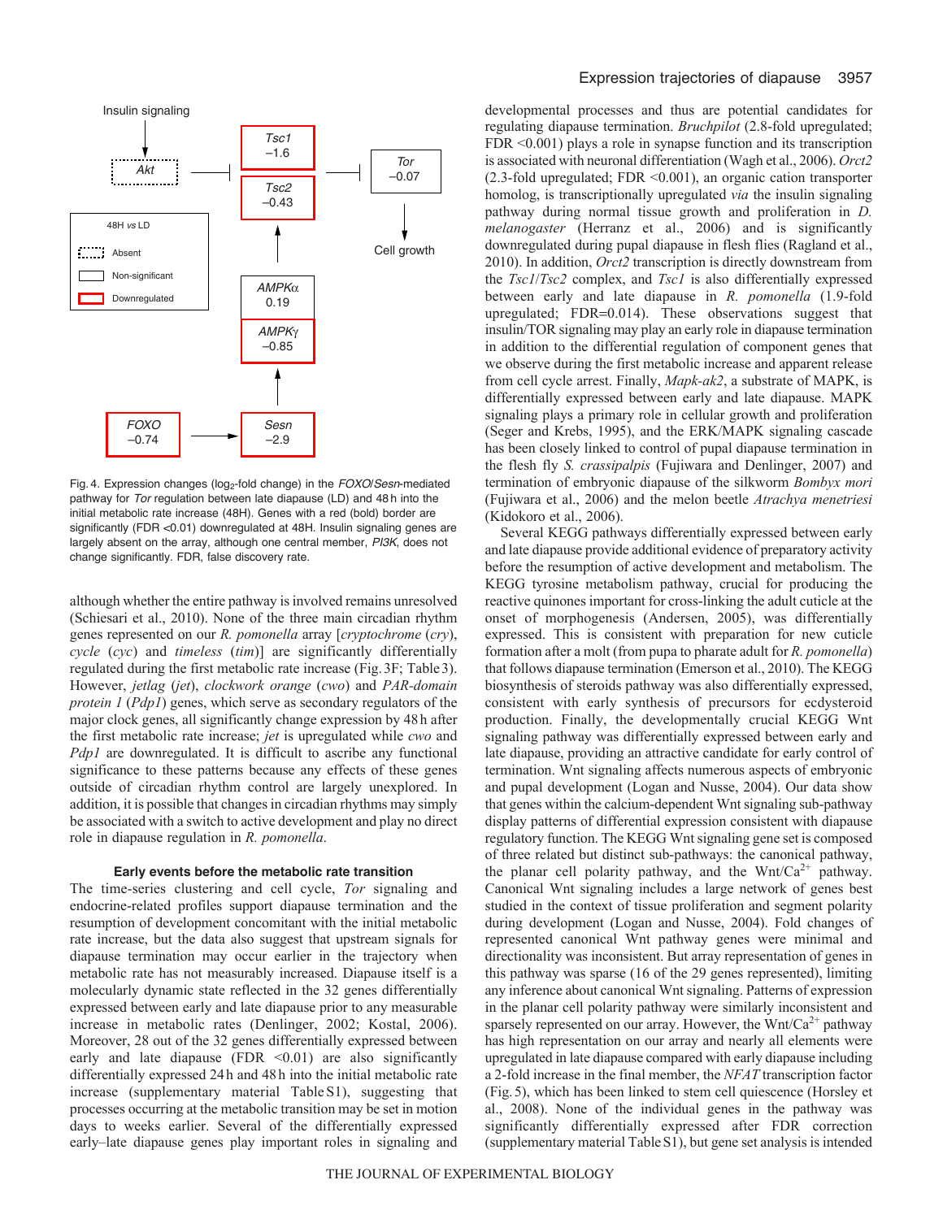Fig. 4. Expression changes ($log_2$-fold change) in the *FOXO*/*Sesn*-mediated pathway for *Tor* regulation between late diapause (LD) and 48 h into the initial metabolic rate increase (48H). Genes with a red (bold) border are significantly (FDR <0.01) downregulated at 48H. Insulin signaling genes are largely absent on the array, although one central member, *PI3K*, does not change significantly. FDR, false discovery rate.

although whether the entire pathway is involved remains unresolved (Schiesari et al., 2010). None of the three main circadian rhythm genes represented on our *R. pomonella* array [*cryptochrome* (*cry*), *cycle* (*cyc*) and *timeless* (*tim*)] are significantly differentially regulated during the first metabolic rate increase (Fig. 3F; Table 3). However, *jetlag* (*jet*), *clockwork orange* (*cwo*) and *PAR-domain protein 1* (*Pdp1*) genes, which serve as secondary regulators of the major clock genes, all significantly change expression by 48 h after the first metabolic rate increase; *jet* is upregulated while *cwo* and *Pdp1* are downregulated. It is difficult to ascribe any functional significance to these patterns because any effects of these genes outside of circadian rhythm control are largely unexplored. In addition, it is possible that changes in circadian rhythms may simply be associated with a switch to active development and play no direct role in diapause regulation in *R. pomonella*.

### Early events before the metabolic rate transition

The time-series clustering and cell cycle, *Tor* signaling and endocrine-related profiles support diapause termination and the resumption of development concomitant with the initial metabolic rate increase, but the data also suggest that upstream signals for diapause termination may occur earlier in the trajectory when metabolic rate has not measurably increased. Diapause itself is a molecularly dynamic state reflected in the 32 genes differentially expressed between early and late diapause prior to any measurable increase in metabolic rates (Denlinger, 2002; Kostal, 2006). Moreover, 28 out of the 32 genes differentially expressed between early and late diapause (FDR <0.01) are also significantly differentially expressed 24 h and 48 h into the initial metabolic rate increase (supplementary material Table S1), suggesting that processes occurring at the metabolic transition may be set in motion days to weeks earlier. Several of the differentially expressed early–late diapause genes play important roles in signaling and developmental processes and thus are potential candidates for regulating diapause termination. *Bruchpilot* (2.8-fold upregulated; FDR <0.001) plays a role in synapse function and its transcription is associated with neuronal differentiation (Wagh et al., 2006). *Orct2* (2.3-fold upregulated; FDR <0.001), an organic cation transporter homolog, is transcriptionally upregulated *via* the insulin signaling pathway during normal tissue growth and proliferation in *D. melanogaster* (Herranz et al., 2006) and is significantly downregulated during pupal diapause in flesh flies (Ragland et al., 2010). In addition, *Orct2* transcription is directly downstream from the *Tsc1*/*Tsc2* complex, and *Tsc1* is also differentially expressed between early and late diapause in *R. pomonella* (1.9-fold upregulated; FDR=0.014). These observations suggest that insulin/TOR signaling may play an early role in diapause termination in addition to the differential regulation of component genes that we observe during the first metabolic increase and apparent release from cell cycle arrest. Finally, *Mapk-ak2*, a substrate of MAPK, is differentially expressed between early and late diapause. MAPK signaling plays a primary role in cellular growth and proliferation (Seger and Krebs, 1995), and the ERK/MAPK signaling cascade has been closely linked to control of pupal diapause termination in the flesh fly *S. crassipalpis* (Fujiwara and Denlinger, 2007) and termination of embryonic diapause of the silkworm *Bombyx mori* (Fujiwara et al., 2006) and the melon beetle *Atrachya menetriesi* (Kidokoro et al., 2006).

Several KEGG pathways differentially expressed between early and late diapause provide additional evidence of preparatory activity before the resumption of active development and metabolism. The KEGG tyrosine metabolism pathway, crucial for producing the reactive quinones important for cross-linking the adult cuticle at the onset of morphogenesis (Andersen, 2005), was differentially expressed. This is consistent with preparation for new cuticle formation after a molt (from pupa to pharate adult for *R. pomonella*) that follows diapause termination (Emerson et al., 2010). The KEGG biosynthesis of steroids pathway was also differentially expressed, consistent with early synthesis of precursors for ecdysteroid production. Finally, the developmentally crucial KEGG Wnt signaling pathway was differentially expressed between early and late diapause, providing an attractive candidate for early control of termination. Wnt signaling affects numerous aspects of embryonic and pupal development (Logan and Nusse, 2004). Our data show that genes within the calcium-dependent Wnt signaling sub-pathway display patterns of differential expression consistent with diapause regulatory function. The KEGG Wnt signaling gene set is composed of three related but distinct sub-pathways: the canonical pathway, the planar cell polarity pathway, and the Wnt/$Ca^{2+}$ pathway. Canonical Wnt signaling includes a large network of genes best studied in the context of tissue proliferation and segment polarity during development (Logan and Nusse, 2004). Fold changes of represented canonical Wnt pathway genes were minimal and directionality was inconsistent. But array representation of genes in this pathway was sparse (16 of the 29 genes represented), limiting any inference about canonical Wnt signaling. Patterns of expression in the planar cell polarity pathway were similarly inconsistent and sparsely represented on our array. However, the Wnt/$Ca^{2+}$ pathway has high representation on our array and nearly all elements were upregulated in late diapause compared with early diapause including a 2-fold increase in the final member, the *NFAT* transcription factor (Fig. 5), which has been linked to stem cell quiescence (Horsley et al., 2008). None of the individual genes in the pathway was significantly differentially expressed after FDR correction (supplementary material Table S1), but gene set analysis is intended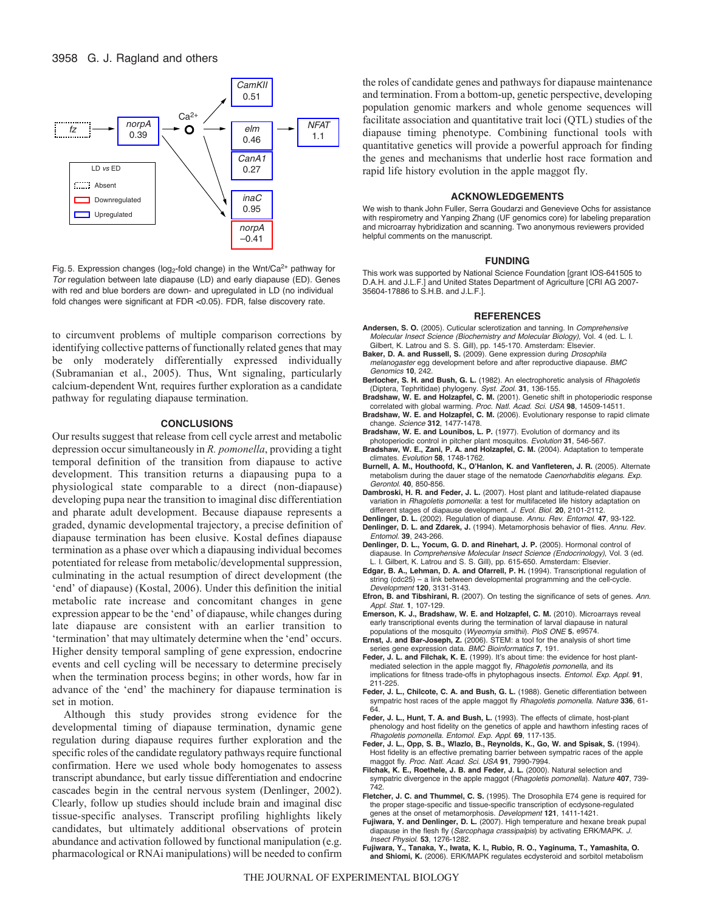Fig. 5. Expression changes ($\log_2$-fold change) in the Wnt/$Ca^{2+}$ pathway for *Tor* regulation between late diapause (LD) and early diapause (ED). Genes with red and blue borders are down- and upregulated in LD (no individual fold changes were significant at FDR <0.05). FDR, false discovery rate.

to circumvent problems of multiple comparison corrections by identifying collective patterns of functionally related genes that may be only moderately differentially expressed individually (Subramanian et al., 2005). Thus, Wnt signaling, particularly calcium-dependent Wnt, requires further exploration as a candidate pathway for regulating diapause termination.

## CONCLUSIONS

Our results suggest that release from cell cycle arrest and metabolic depression occur simultaneously in *R. pomonella*, providing a tight temporal definition of the transition from diapause to active development. This transition returns a diapausing pupa to a physiological state comparable to a direct (non-diapause) developing pupa near the transition to imaginal disc differentiation and pharate adult development. Because diapause represents a graded, dynamic developmental trajectory, a precise definition of diapause termination has been elusive. Kostal defines diapause termination as a phase over which a diapausing individual becomes potentiated for release from metabolic/developmental suppression, culminating in the actual resumption of direct development (the 'end' of diapause) (Kostal, 2006). Under this definition the initial metabolic rate increase and concomitant changes in gene expression appear to be the 'end' of diapause, while changes during late diapause are consistent with an earlier transition to 'termination' that may ultimately determine when the 'end' occurs. Higher density temporal sampling of gene expression, endocrine events and cell cycling will be necessary to determine precisely when the termination process begins; in other words, how far in advance of the 'end' the machinery for diapause termination is set in motion.

Although this study provides strong evidence for the developmental timing of diapause termination, dynamic gene regulation during diapause requires further exploration and the specific roles of the candidate regulatory pathways require functional confirmation. Here we used whole body homogenates to assess transcript abundance, but early tissue differentiation and endocrine cascades begin in the central nervous system (Denlinger, 2002). Clearly, follow up studies should include brain and imaginal disc tissue-specific analyses. Transcript profiling highlights likely candidates, but ultimately additional observations of protein abundance and activation followed by functional manipulation (e.g. pharmacological or RNAi manipulations) will be needed to confirm the roles of candidate genes and pathways for diapause maintenance and termination. From a bottom-up, genetic perspective, developing population genomic markers and whole genome sequences will facilitate association and quantitative trait loci (QTL) studies of the diapause timing phenotype. Combining functional tools with quantitative genetics will provide a powerful approach for finding the genes and mechanisms that underlie host race formation and rapid life history evolution in the apple maggot fly.

## ACKNOWLEDGEMENTS

We wish to thank John Fuller, Serra Goudarzi and Genevieve Ochs for assistance with respirometry and Yanping Zhang (UF genomics core) for labeling preparation and microarray hybridization and scanning. Two anonymous reviewers provided helpful comments on the manuscript.

## FUNDING

This work was supported by National Science Foundation [grant IOS-641505 to D.A.H. and J.L.F.] and United States Department of Agriculture [CRI AG 2007-35604-17886 to S.H.B. and J.L.F.].

## REFERENCES

**Andersen, S. O.** (2005). Cuticular sclerotization and tanning. In *Comprehensive Molecular Insect Science (Biochemistry and Molecular Biology)*, Vol. 4 (ed. L. I. Gilbert, K. Latrou and S. S. Gill), pp. 145-170. Amsterdam: Elsevier.

**Baker, D. A. and Russell, S.** (2009). Gene expression during *Drosophila melanogaster* egg development before and after reproductive diapause. *BMC Genomics* **10**, 242.

**Berlocher, S. H. and Bush, G. L.** (1982). An electrophoretic analysis of *Rhagoletis* (Diptera, Tephritidae) phylogeny. *Syst. Zool.* **31**, 136-155.

**Bradshaw, W. E. and Holzapfel, C. M.** (2001). Genetic shift in photoperiodic response correlated with global warming. *Proc. Natl. Acad. Sci. USA* **98**, 14509-14511.

**Bradshaw, W. E. and Holzapfel, C. M.** (2006). Evolutionary response to rapid climate change. *Science* **312**, 1477-1478.

**Bradshaw, W. E. and Lounibos, L. P.** (1977). Evolution of dormancy and its photoperiodic control in pitcher plant mosquitos. *Evolution* **31**, 546-567.

**Bradshaw, W. E., Zani, P. A. and Holzapfel, C. M.** (2004). Adaptation to temperate climates. *Evolution* **58**, 1748-1762.

**Burnell, A. M., Houthoofd, K., O'Hanlon, K. and Vanfleteren, J. R.** (2005). Alternate metabolism during the dauer stage of the nematode *Caenorhabditis elegans*. *Exp. Gerontol.* **40**, 850-856.

**Dambroski, H. R. and Feder, J. L.** (2007). Host plant and latitude-related diapause variation in *Rhagoletis pomonella*: a test for multifaceted life history adaptation on different stages of diapause development. *J. Evol. Biol.* **20**, 2101-2112.

**Denlinger, D. L.** (2002). Regulation of diapause. *Annu. Rev. Entomol.* **47**, 93-122.

**Denlinger, D. L. and Zdarek, J.** (1994). Metamorphosis behavior of flies. *Annu. Rev. Entomol.* **39**, 243-266.

**Denlinger, D. L., Yocum, G. D. and Rinehart, J. P.** (2005). Hormonal control of diapause. In *Comprehensive Molecular Insect Science (Endocrinology)*, Vol. 3 (ed. L. I. Gilbert, K. Latrou and S. S. Gill), pp. 615-650. Amsterdam: Elsevier.

**Edgar, B. A., Lehman, D. A. and Ofarrell, P. H.** (1994). Transcriptional regulation of string (cdc25) – a link between developmental programming and the cell-cycle. *Development* **120**, 3131-3143.

**Efron, B. and Tibshirani, R.** (2007). On testing the significance of sets of genes. *Ann. Appl. Stat.* **1**, 107-129.

**Emerson, K. J., Bradshaw, W. E. and Holzapfel, C. M.** (2010). Microarrays reveal early transcriptional events during the termination of larval diapause in natural populations of the mosquito (*Wyeomyia smithii*). *PloS ONE* **5**, e9574.

**Ernst, J. and Bar-Joseph, Z.** (2006). STEM: a tool for the analysis of short time series gene expression data. *BMC Bioinformatics* **7**, 191.

**Feder, J. L. and Filchak, K. E.** (1999). It's about time: the evidence for host plant-mediated selection in the apple maggot fly, *Rhagoletis pomonella*, and its implications for fitness trade-offs in phytophagous insects. *Entomol. Exp. Appl.* **91**, 211-225.

**Feder, J. L., Chilcote, C. A. and Bush, G. L.** (1988). Genetic differentiation between sympatric host races of the apple maggot fly *Rhagoletis pomonella*. *Nature* **336**, 61-64.

**Feder, J. L., Hunt, T. A. and Bush, L.** (1993). The effects of climate, host-plant phenology and host fidelity on the genetics of apple and hawthorn infesting races of *Rhagoletis pomonella*. *Entomol. Exp. Appl.* **69**, 117-135.

**Feder, J. L., Opp, S. B., Wlazlo, B., Reynolds, K., Go, W. and Spisak, S.** (1994). Host fidelity is an effective premating barrier between sympatric races of the apple maggot fly. *Proc. Natl. Acad. Sci. USA* **91**, 7990-7994.

**Filchak, K. E., Roethele, J. B. and Feder, J. L.** (2000). Natural selection and sympatric divergence in the apple maggot (*Rhagoletis pomonella*). *Nature* **407**, 739-742.

**Fletcher, J. C. and Thummel, C. S.** (1995). The Drosophila E74 gene is required for the proper stage-specific and tissue-specific transcription of ecdysone-regulated genes at the onset of metamorphosis. *Development* **121**, 1411-1421.

**Fujiwara, Y. and Denlinger, D. L.** (2007). High temperature and hexane break pupal diapause in the flesh fly (*Sarcophaga crassipalpis*) by activating ERK/MAPK. *J. Insect Physiol.* **53**, 1276-1282.

**Fujiwara, Y., Tanaka, Y., Iwata, K. I., Rubio, R. O., Yaginuma, T., Yamashita, O. and Shiomi, K.** (2006). ERK/MAPK regulates ecdysteroid and sorbitol metabolism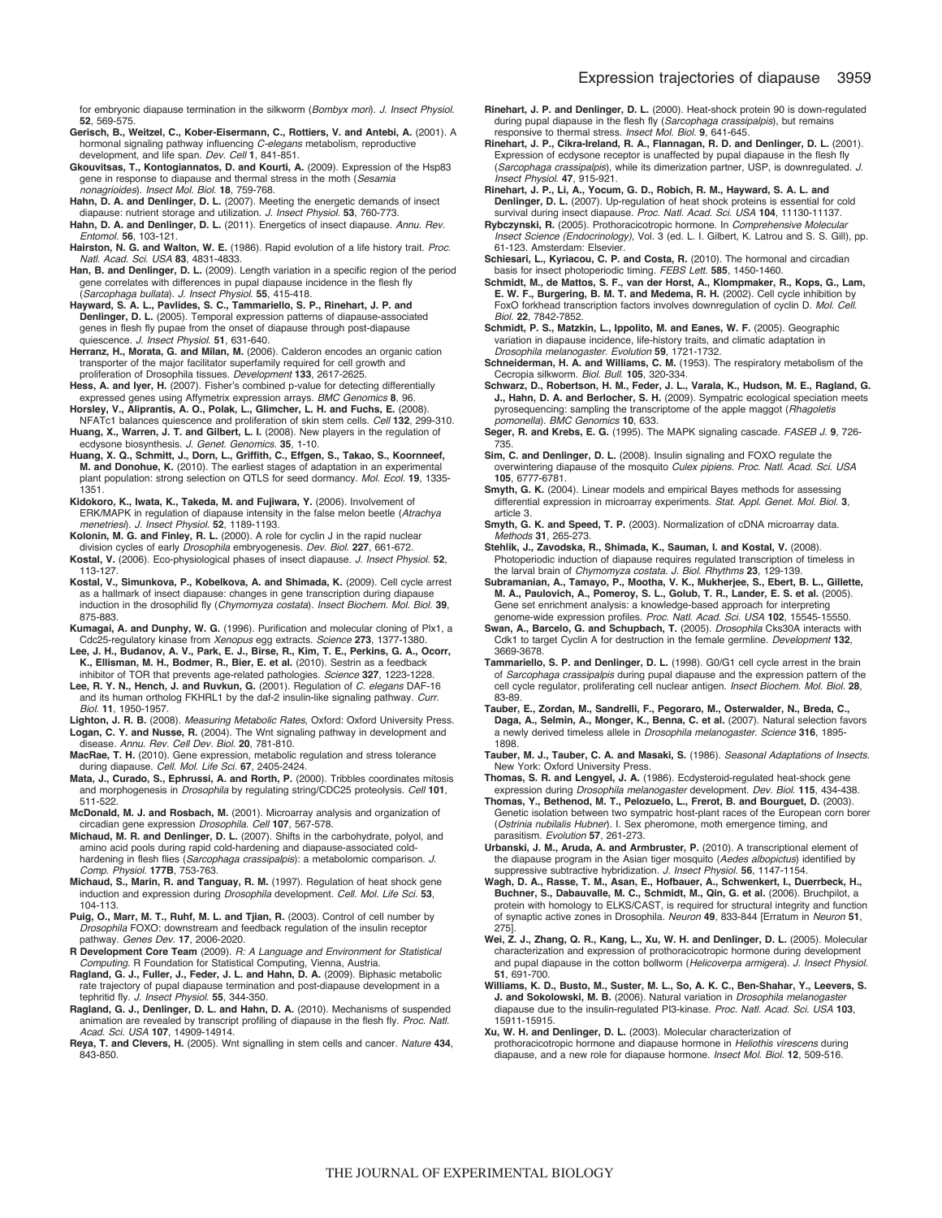for embryonic diapause termination in the silkworm (*Bombyx mori*). *J. Insect Physiol.* **52**, 569-575.

**Gerisch, B., Weitzel, C., Kober-Eisermann, C., Rottiers, V. and Antebi, A.** (2001). A hormonal signaling pathway influencing *C-elegans* metabolism, reproductive development, and life span. *Dev. Cell* **1**, 841-851.

**Gkouvitsas, T., Kontogiannatos, D. and Kourti, A.** (2009). Expression of the Hsp83 gene in response to diapause and thermal stress in the moth (*Sesamia nonagrioides*). *Insect Mol. Biol.* **18**, 759-768.

**Hahn, D. A. and Denlinger, D. L.** (2007). Meeting the energetic demands of insect diapause: nutrient storage and utilization. *J. Insect Physiol.* **53**, 760-773.

**Hahn, D. A. and Denlinger, D. L.** (2011). Energetics of insect diapause. *Annu. Rev. Entomol.* **56**, 103-121.

**Hairston, N. G. and Walton, W. E.** (1986). Rapid evolution of a life history trait. *Proc. Natl. Acad. Sci. USA* **83**, 4831-4833.

**Han, B. and Denlinger, D. L.** (2009). Length variation in a specific region of the period gene correlates with differences in pupal diapause incidence in the flesh fly (*Sarcophaga bullata*). *J. Insect Physiol.* **55**, 415-418.

**Hayward, S. A. L., Pavlides, S. C., Tammariello, S. P., Rinehart, J. P. and Denlinger, D. L.** (2005). Temporal expression patterns of diapause-associated genes in flesh fly pupae from the onset of diapause through post-diapause quiescence. *J. Insect Physiol.* **51**, 631-640.

**Herranz, H., Morata, G. and Milan, M.** (2006). Calderon encodes an organic cation transporter of the major facilitator superfamily required for cell growth and proliferation of Drosophila tissues. *Development* **133**, 2617-2625.

**Hess, A. and Iyer, H.** (2007). Fisher's combined p-value for detecting differentially expressed genes using Affymetrix expression arrays. *BMC Genomics* **8**, 96.

**Horsley, V., Aliprantis, A. O., Polak, L., Glimcher, L. H. and Fuchs, E.** (2008). NFATc1 balances quiescence and proliferation of skin stem cells. *Cell* **132**, 299-310.

**Huang, X., Warren, J. T. and Gilbert, L. I.** (2008). New players in the regulation of ecdysone biosynthesis. *J. Genet. Genomics.* **35**, 1-10.

**Huang, X. Q., Schmitt, J., Dorn, L., Griffith, C., Effgen, S., Takao, S., Koornneef, M. and Donohue, K.** (2010). The earliest stages of adaptation in an experimental plant population: strong selection on QTLS for seed dormancy. *Mol. Ecol.* **19**, 1335-1351.

**Kidokoro, K., Iwata, K., Takeda, M. and Fujiwara, Y.** (2006). Involvement of ERK/MAPK in regulation of diapause intensity in the false melon beetle (*Atrachya menetriesi*). *J. Insect Physiol.* **52**, 1189-1193.

**Kolonin, M. G. and Finley, R. L.** (2000). A role for cyclin J in the rapid nuclear division cycles of early *Drosophila* embryogenesis. *Dev. Biol.* **227**, 661-672.

**Kostal, V.** (2006). Eco-physiological phases of insect diapause. *J. Insect Physiol.* **52**, 113-127.

**Kostal, V., Simunkova, P., Kobelkova, A. and Shimada, K.** (2009). Cell cycle arrest as a hallmark of insect diapause: changes in gene transcription during diapause induction in the drosophilid fly (*Chymomyza costata*). *Insect Biochem. Mol. Biol.* **39**, 875-883.

**Kumagai, A. and Dunphy, W. G.** (1996). Purification and molecular cloning of Plx1, a Cdc25-regulatory kinase from *Xenopus* egg extracts. *Science* **273**, 1377-1380.

**Lee, J. H., Budanov, A. V., Park, E. J., Birse, R., Kim, T. E., Perkins, G. A., Ocorr, K., Ellisman, M. H., Bodmer, R., Bier, E. et al.** (2010). Sestrin as a feedback inhibitor of TOR that prevents age-related pathologies. *Science* **327**, 1223-1228.

**Lee, R. Y. N., Hench, J. and Ruvkun, G.** (2001). Regulation of *C. elegans* DAF-16 and its human ortholog FKHRL1 by the daf-2 insulin-like signaling pathway. *Curr. Biol.* **11**, 1950-1957.

**Lighton, J. R. B.** (2008). *Measuring Metabolic Rates*, Oxford: Oxford University Press.

**Logan, C. Y. and Nusse, R.** (2004). The Wnt signaling pathway in development and disease. *Annu. Rev. Cell Dev. Biol.* **20**, 781-810.

**MacRae, T. H.** (2010). Gene expression, metabolic regulation and stress tolerance during diapause. *Cell. Mol. Life Sci.* **67**, 2405-2424.

**Mata, J., Curado, S., Ephrussi, A. and Rorth, P.** (2000). Tribbles coordinates mitosis and morphogenesis in *Drosophila* by regulating string/CDC25 proteolysis. *Cell* **101**, 511-522.

**McDonald, M. J. and Rosbach, M.** (2001). Microarray analysis and organization of circadian gene expression *Drosophila*. *Cell* **107**, 567-578.

**Michaud, M. R. and Denlinger, D. L.** (2007). Shifts in the carbohydrate, polyol, and amino acid pools during rapid cold-hardening and diapause-associated cold-hardening in flesh flies (*Sarcophaga crassipalpis*): a metabolomic comparison. *J. Comp. Physiol.* **177B**, 753-763.

**Michaud, S., Marin, R. and Tanguay, R. M.** (1997). Regulation of heat shock gene induction and expression during *Drosophila* development. *Cell. Mol. Life Sci.* **53**, 104-113.

**Puig, O., Marr, M. T., Ruhf, M. L. and Tjian, R.** (2003). Control of cell number by *Drosophila* FOXO: downstream and feedback regulation of the insulin receptor pathway. *Genes Dev.* **17**, 2006-2020.

**R Development Core Team** (2009). *R: A Language and Environment for Statistical Computing*. R Foundation for Statistical Computing, Vienna, Austria.

**Ragland, G. J., Fuller, J., Feder, J. L. and Hahn, D. A.** (2009). Biphasic metabolic rate trajectory of pupal diapause termination and post-diapause development in a tephritid fly. *J. Insect Physiol.* **55**, 344-350.

**Ragland, G. J., Denlinger, D. L. and Hahn, D. A.** (2010). Mechanisms of suspended animation are revealed by transcript profiling of diapause in the flesh fly. *Proc. Natl. Acad. Sci. USA* **107**, 14909-14914.

**Reya, T. and Clevers, H.** (2005). Wnt signalling in stem cells and cancer. *Nature* **434**, 843-850.

**Rinehart, J. P. and Denlinger, D. L.** (2000). Heat-shock protein 90 is down-regulated during pupal diapause in the flesh fly (*Sarcophaga crassipalpis*), but remains responsive to thermal stress. *Insect Mol. Biol.* **9**, 641-645.

**Rinehart, J. P., Cikra-Ireland, R. A., Flannagan, R. D. and Denlinger, D. L.** (2001). Expression of ecdysone receptor is unaffected by pupal diapause in the flesh fly (*Sarcophaga crassipalpis*), while its dimerization partner, USP, is downregulated. *J. Insect Physiol.* **47**, 915-921.

**Rinehart, J. P., Li, A., Yocum, G. D., Robich, R. M., Hayward, S. A. L. and Denlinger, D. L.** (2007). Up-regulation of heat shock proteins is essential for cold survival during insect diapause. *Proc. Natl. Acad. Sci. USA* **104**, 11130-11137.

**Rybczynski, R.** (2005). Prothoracicotropic hormone. In *Comprehensive Molecular Insect Science (Endocrinology)*, Vol. 3 (ed. L. I. Gilbert, K. Latrou and S. S. Gill), pp. 61-123. Amsterdam: Elsevier.

**Schiesari, L., Kyriacou, C. P. and Costa, R.** (2010). The hormonal and circadian basis for insect photoperiodic timing. *FEBS Lett.* **585**, 1450-1460.

**Schmidt, M., de Mattos, S. F., van der Horst, A., Klompmaker, R., Kops, G., Lam, E. W. F., Burgering, B. M. T. and Medema, R. H.** (2002). Cell cycle inhibition by FoxO forkhead transcription factors involves downregulation of cyclin D. *Mol. Cell. Biol.* **22**, 7842-7852.

**Schmidt, P. S., Matzkin, L., Ippolito, M. and Eanes, W. F.** (2005). Geographic variation in diapause incidence, life-history traits, and climatic adaptation in *Drosophila melanogaster*. *Evolution* **59**, 1721-1732.

**Schneiderman, H. A. and Williams, C. M.** (1953). The respiratory metabolism of the Cecropia silkworm. *Biol. Bull.* **105**, 320-334.

**Schwarz, D., Robertson, H. M., Feder, J. L., Varala, K., Hudson, M. E., Ragland, G. J., Hahn, D. A. and Berlocher, S. H.** (2009). Sympatric ecological speciation meets pyrosequencing: sampling the transcriptome of the apple maggot (*Rhagoletis pomonella*). *BMC Genomics* **10**, 633.

**Seger, R. and Krebs, E. G.** (1995). The MAPK signaling cascade. *FASEB J.* **9**, 726-735.

**Sim, C. and Denlinger, D. L.** (2008). Insulin signaling and FOXO regulate the overwintering diapause of the mosquito *Culex pipiens*. *Proc. Natl. Acad. Sci. USA* **105**, 6777-6781.

**Smyth, G. K.** (2004). Linear models and empirical Bayes methods for assessing differential expression in microarray experiments. *Stat. Appl. Genet. Mol. Biol.* **3**, article 3.

**Smyth, G. K. and Speed, T. P.** (2003). Normalization of cDNA microarray data. *Methods* **31**, 265-273.

**Stehlik, J., Zavodska, R., Shimada, K., Sauman, I. and Kostal, V.** (2008). Photoperiodic induction of diapause requires regulated transcription of timeless in the larval brain of *Chymomyza costata*. *J. Biol. Rhythms* **23**, 129-139.

**Subramanian, A., Tamayo, P., Mootha, V. K., Mukherjee, S., Ebert, B. L., Gillette, M. A., Paulovich, A., Pomeroy, S. L., Golub, T. R., Lander, E. S. et al.** (2005). Gene set enrichment analysis: a knowledge-based approach for interpreting genome-wide expression profiles. *Proc. Natl. Acad. Sci. USA* **102**, 15545-15550.

**Swan, A., Barcelo, G. and Schupbach, T.** (2005). *Drosophila* Cks30A interacts with Cdk1 to target Cyclin A for destruction in the female germline. *Development* **132**, 3669-3678.

**Tammariello, S. P. and Denlinger, D. L.** (1998). G0/G1 cell cycle arrest in the brain of *Sarcophaga crassipalpis* during pupal diapause and the expression pattern of the cell cycle regulator, proliferating cell nuclear antigen. *Insect Biochem. Mol. Biol.* **28**, 83-89.

**Tauber, E., Zordan, M., Sandrelli, F., Pegoraro, M., Osterwalder, N., Breda, C., Daga, A., Selmin, A., Monger, K., Benna, C. et al.** (2007). Natural selection favors a newly derived timeless allele in *Drosophila melanogaster*. *Science* **316**, 1895-1898.

**Tauber, M. J., Tauber, C. A. and Masaki, S.** (1986). *Seasonal Adaptations of Insects*. New York: Oxford University Press.

**Thomas, S. R. and Lengyel, J. A.** (1986). Ecdysteroid-regulated heat-shock gene expression during *Drosophila melanogaster* development. *Dev. Biol.* **115**, 434-438.

**Thomas, Y., Bethenod, M. T., Pelozuelo, L., Frerot, B. and Bourguet, D.** (2003). Genetic isolation between two sympatric host-plant races of the European corn borer (*Ostrinia nubilalis Hubner*). I. Sex pheromone, moth emergence timing, and parasitism. *Evolution* **57**, 261-273.

**Urbanski, J. M., Aruda, A. and Armbruster, P.** (2010). A transcriptional element of the diapause program in the Asian tiger mosquito (*Aedes albopictus*) identified by suppressive subtractive hybridization. *J. Insect Physiol.* **56**, 1147-1154.

**Wagh, D. A., Rasse, T. M., Asan, E., Hofbauer, A., Schwenkert, I., Duerrbeck, H., Buchner, S., Dabauvalle, M. C., Schmidt, M., Qin, G. et al.** (2006). Bruchpilot, a protein with homology to ELKS/CAST, is required for structural integrity and function of synaptic active zones in Drosophila. *Neuron* **49**, 833-844 [Erratum in *Neuron* **51**, 275].

**Wei, Z. J., Zhang, Q. R., Kang, L., Xu, W. H. and Denlinger, D. L.** (2005). Molecular characterization and expression of prothoracicotropic hormone during development and pupal diapause in the cotton bollworm (*Helicoverpa armigera*). *J. Insect Physiol.* **51**, 691-700.

**Williams, K. D., Busto, M., Suster, M. L., So, A. K. C., Ben-Shahar, Y., Leevers, S. J. and Sokolowski, M. B.** (2006). Natural variation in *Drosophila melanogaster* diapause due to the insulin-regulated PI3-kinase. *Proc. Natl. Acad. Sci. USA* **103**, 15911-15915.

**Xu, W. H. and Denlinger, D. L.** (2003). Molecular characterization of prothoracicotropic hormone and diapause hormone in *Heliothis virescens* during diapause, and a new role for diapause hormone. *Insect Mol. Biol.* **12**, 509-516.